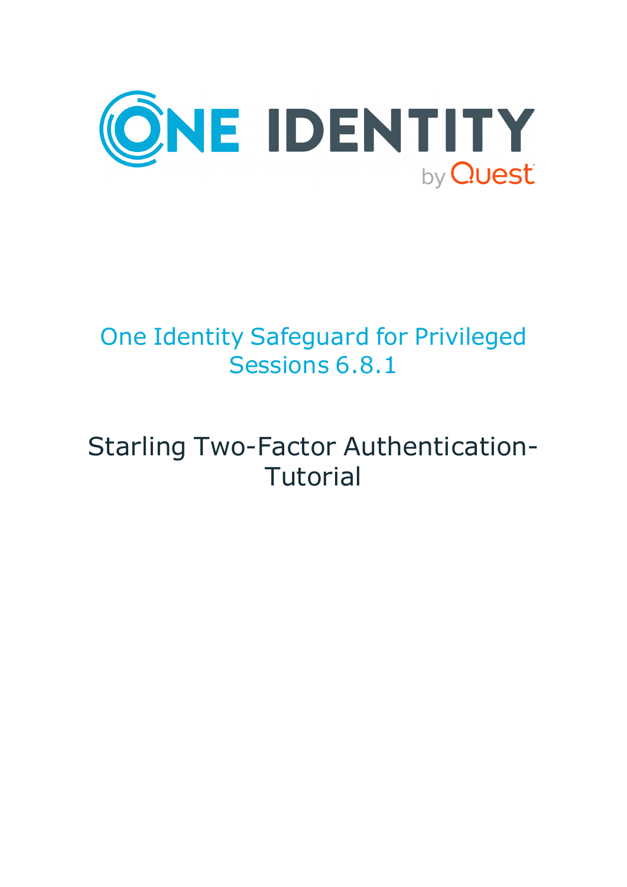ONE IDENTITY

by Quest

# One Identity Safeguard for Privileged Sessions 6.8.1

## Starling Two-Factor Authentication-Tutorial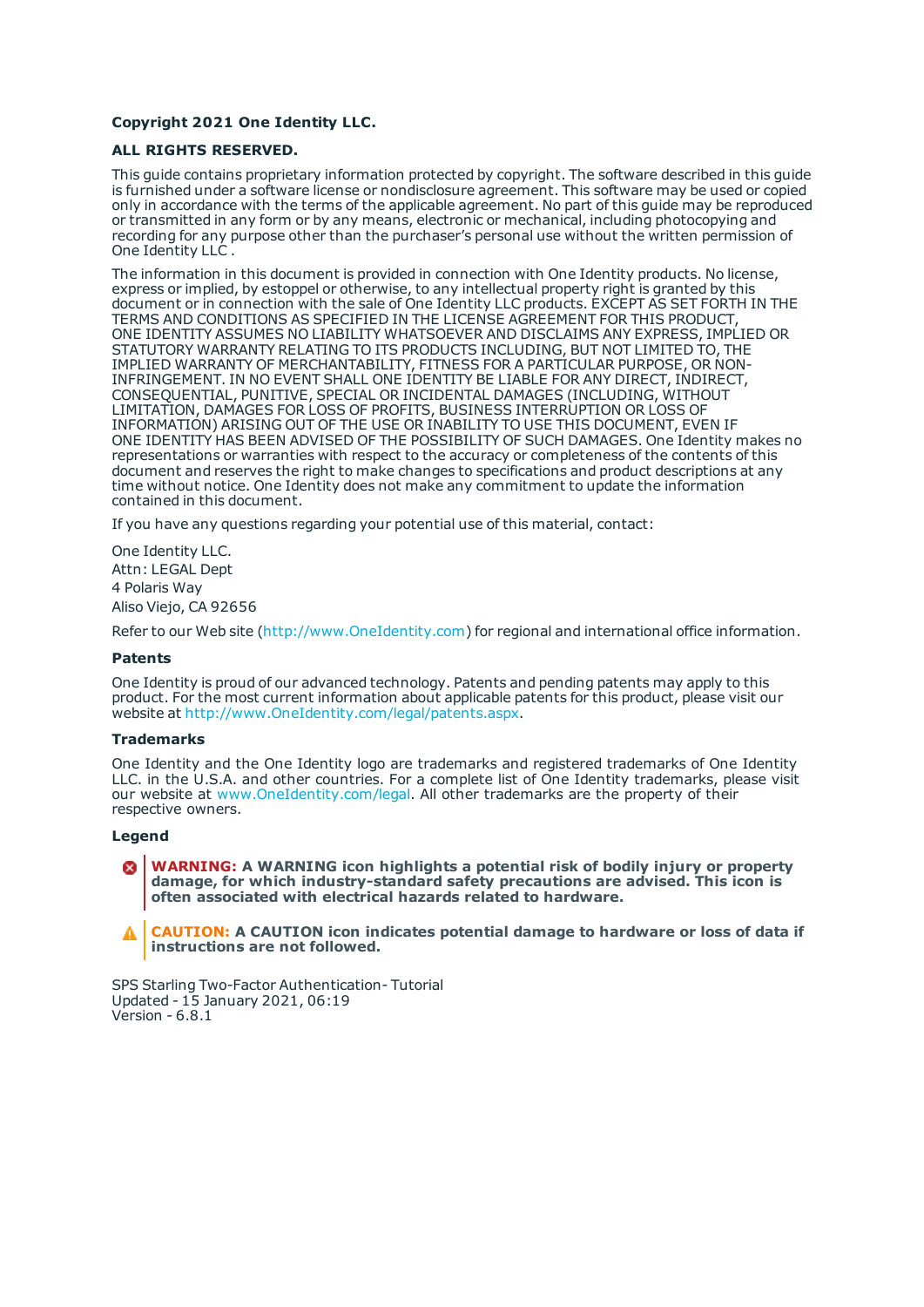**Copyright 2021 One Identity LLC.**

**ALL RIGHTS RESERVED.**

This guide contains proprietary information protected by copyright. The software described in this guide is furnished under a software license or nondisclosure agreement. This software may be used or copied only in accordance with the terms of the applicable agreement. No part of this guide may be reproduced or transmitted in any form or by any means, electronic or mechanical, including photocopying and recording for any purpose other than the purchaser's personal use without the written permission of One Identity LLC .

The information in this document is provided in connection with One Identity products. No license, express or implied, by estoppel or otherwise, to any intellectual property right is granted by this document or in connection with the sale of One Identity LLC products. EXCEPT AS SET FORTH IN THE TERMS AND CONDITIONS AS SPECIFIED IN THE LICENSE AGREEMENT FOR THIS PRODUCT, ONE IDENTITY ASSUMES NO LIABILITY WHATSOEVER AND DISCLAIMS ANY EXPRESS, IMPLIED OR STATUTORY WARRANTY RELATING TO ITS PRODUCTS INCLUDING, BUT NOT LIMITED TO, THE IMPLIED WARRANTY OF MERCHANTABILITY, FITNESS FOR A PARTICULAR PURPOSE, OR NON-INFRINGEMENT. IN NO EVENT SHALL ONE IDENTITY BE LIABLE FOR ANY DIRECT, INDIRECT, CONSEQUENTIAL, PUNITIVE, SPECIAL OR INCIDENTAL DAMAGES (INCLUDING, WITHOUT LIMITATION, DAMAGES FOR LOSS OF PROFITS, BUSINESS INTERRUPTION OR LOSS OF INFORMATION) ARISING OUT OF THE USE OR INABILITY TO USE THIS DOCUMENT, EVEN IF ONE IDENTITY HAS BEEN ADVISED OF THE POSSIBILITY OF SUCH DAMAGES. One Identity makes no representations or warranties with respect to the accuracy or completeness of the contents of this document and reserves the right to make changes to specifications and product descriptions at any time without notice. One Identity does not make any commitment to update the information contained in this document.

If you have any questions regarding your potential use of this material, contact:

One Identity LLC.
Attn: LEGAL Dept
4 Polaris Way
Aliso Viejo, CA 92656

Refer to our Web site (http://www.OneIdentity.com) for regional and international office information.

### Patents

One Identity is proud of our advanced technology. Patents and pending patents may apply to this product. For the most current information about applicable patents for this product, please visit our website at http://www.OneIdentity.com/legal/patents.aspx.

### Trademarks

One Identity and the One Identity logo are trademarks and registered trademarks of One Identity LLC. in the U.S.A. and other countries. For a complete list of One Identity trademarks, please visit our website at www.OneIdentity.com/legal. All other trademarks are the property of their respective owners.

### Legend

**WARNING: A WARNING icon highlights a potential risk of bodily injury or property damage, for which industry-standard safety precautions are advised. This icon is often associated with electrical hazards related to hardware.**

**CAUTION: A CAUTION icon indicates potential damage to hardware or loss of data if instructions are not followed.**

SPS Starling Two-Factor Authentication- Tutorial
Updated - 15 January 2021, 06:19
Version - 6.8.1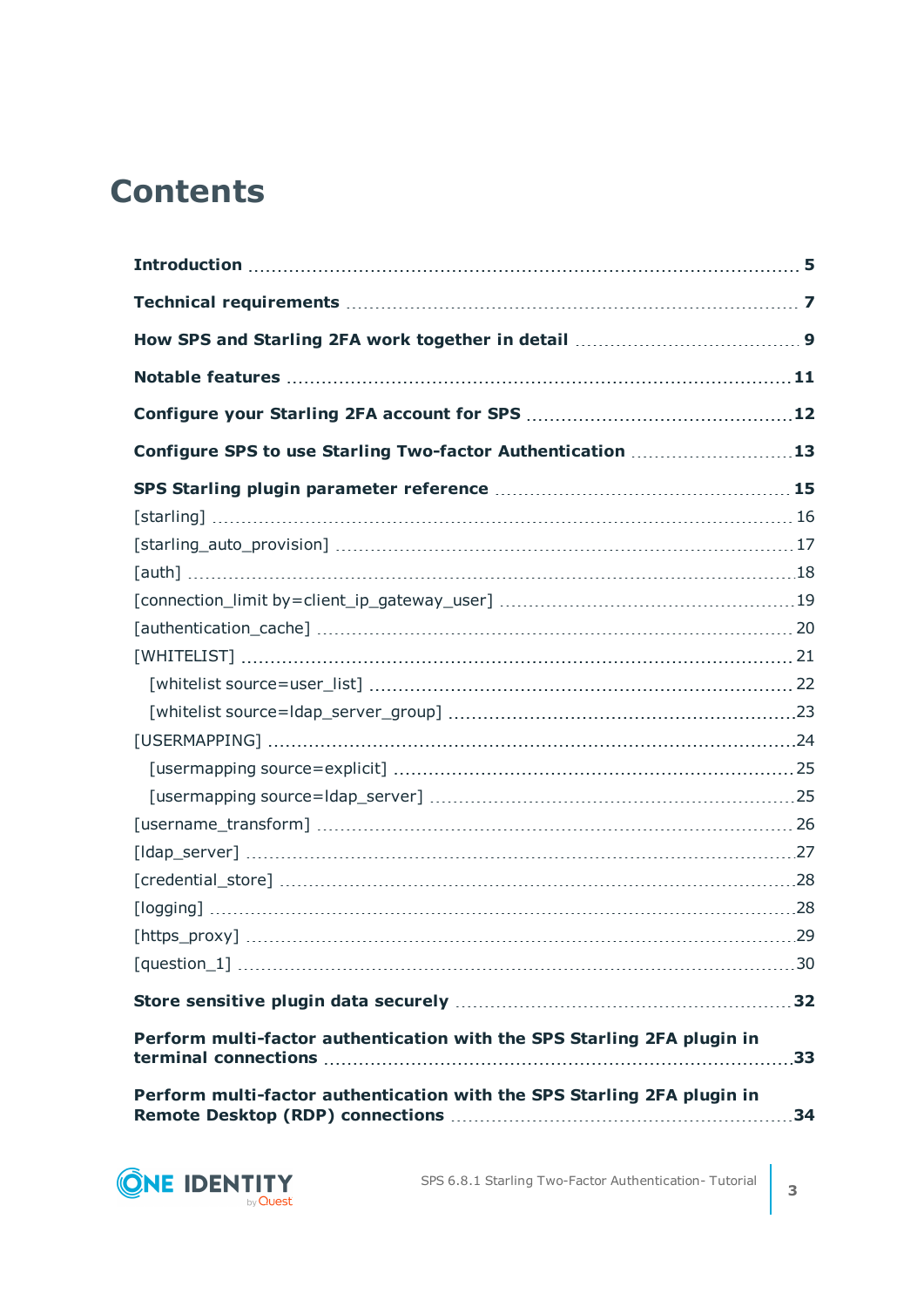# Contents

**Introduction** 5

**Technical requirements** 7

**How SPS and Starling 2FA work together in detail** 9

**Notable features** 11

**Configure your Starling 2FA account for SPS** 12

**Configure SPS to use Starling Two-factor Authentication** 13

**SPS Starling plugin parameter reference** 15

- [starling] 16
- [starling_auto_provision] 17
- [auth] 18
- [connection_limit by=client_ip_gateway_user] 19
- [authentication_cache] 20
- [WHITELIST] 21
  - [whitelist source=user_list] 22
  - [whitelist source=ldap_server_group] 23
- [USERMAPPING] 24
  - [usermapping source=explicit] 25
  - [usermapping source=ldap_server] 25
- [username_transform] 26
- [ldap_server] 27
- [credential_store] 28
- [logging] 28
- [https_proxy] 29
- [question_1] 30

**Store sensitive plugin data securely** 32

**Perform multi-factor authentication with the SPS Starling 2FA plugin in terminal connections** 33

**Perform multi-factor authentication with the SPS Starling 2FA plugin in Remote Desktop (RDP) connections** 34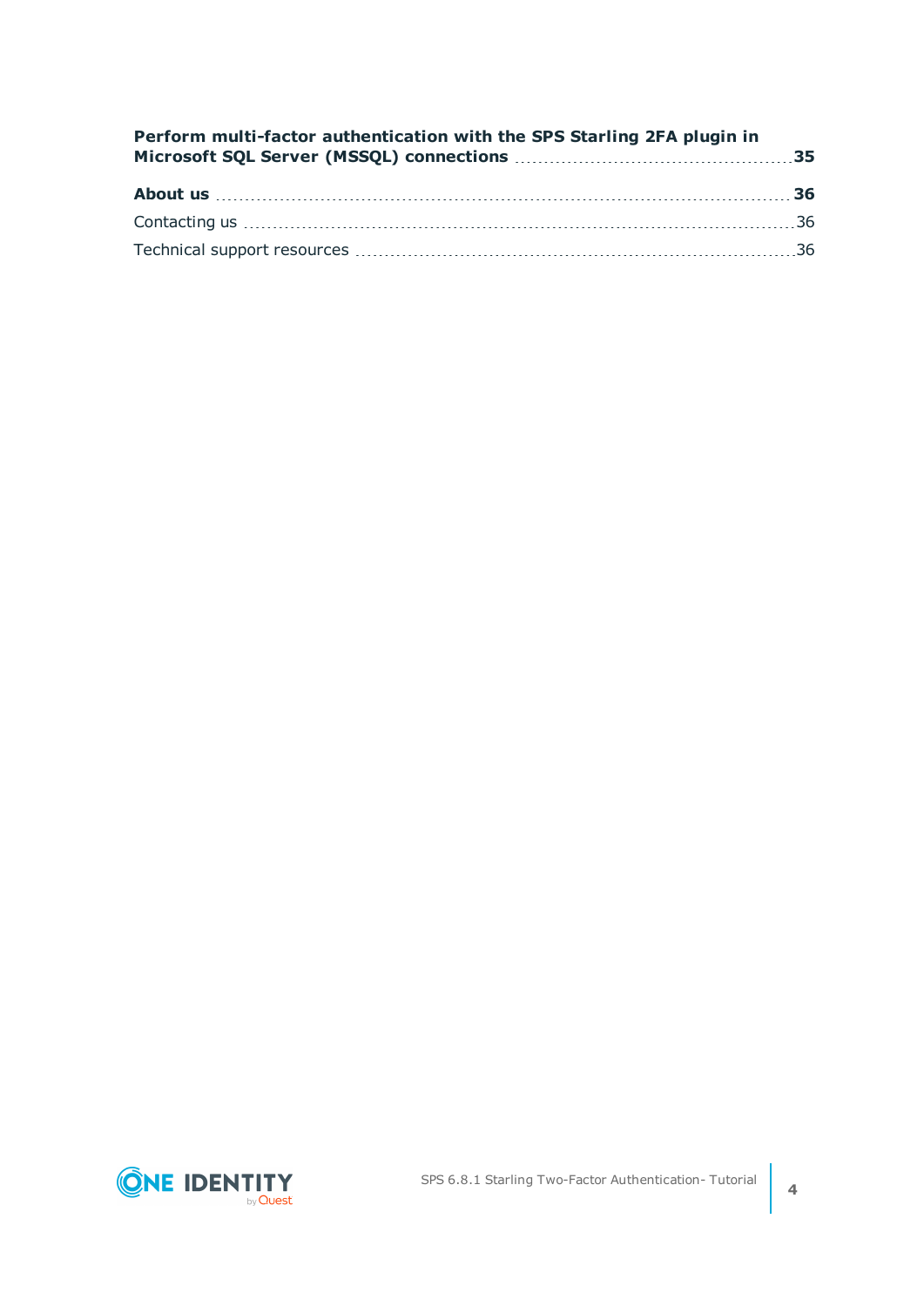**Perform multi-factor authentication with the SPS Starling 2FA plugin in Microsoft SQL Server (MSSQL) connections** 35

**About us** 36

Contacting us 36

Technical support resources 36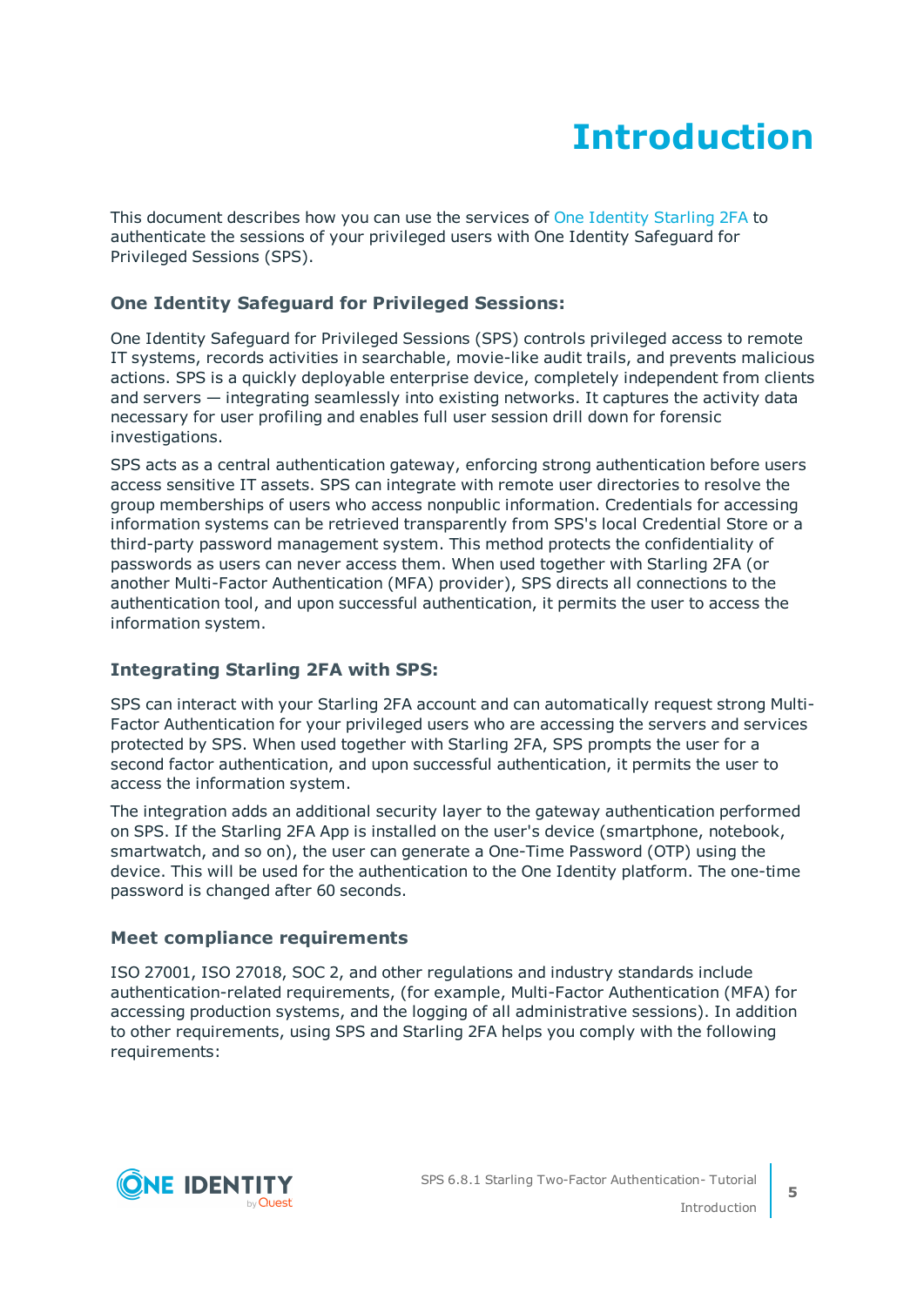# Introduction

This document describes how you can use the services of One Identity Starling 2FA to authenticate the sessions of your privileged users with One Identity Safeguard for Privileged Sessions (SPS).

### One Identity Safeguard for Privileged Sessions:

One Identity Safeguard for Privileged Sessions (SPS) controls privileged access to remote IT systems, records activities in searchable, movie-like audit trails, and prevents malicious actions. SPS is a quickly deployable enterprise device, completely independent from clients and servers — integrating seamlessly into existing networks. It captures the activity data necessary for user profiling and enables full user session drill down for forensic investigations.

SPS acts as a central authentication gateway, enforcing strong authentication before users access sensitive IT assets. SPS can integrate with remote user directories to resolve the group memberships of users who access nonpublic information. Credentials for accessing information systems can be retrieved transparently from SPS's local Credential Store or a third-party password management system. This method protects the confidentiality of passwords as users can never access them. When used together with Starling 2FA (or another Multi-Factor Authentication (MFA) provider), SPS directs all connections to the authentication tool, and upon successful authentication, it permits the user to access the information system.

### Integrating Starling 2FA with SPS:

SPS can interact with your Starling 2FA account and can automatically request strong Multi-Factor Authentication for your privileged users who are accessing the servers and services protected by SPS. When used together with Starling 2FA, SPS prompts the user for a second factor authentication, and upon successful authentication, it permits the user to access the information system.

The integration adds an additional security layer to the gateway authentication performed on SPS. If the Starling 2FA App is installed on the user's device (smartphone, notebook, smartwatch, and so on), the user can generate a One-Time Password (OTP) using the device. This will be used for the authentication to the One Identity platform. The one-time password is changed after 60 seconds.

### Meet compliance requirements

ISO 27001, ISO 27018, SOC 2, and other regulations and industry standards include authentication-related requirements, (for example, Multi-Factor Authentication (MFA) for accessing production systems, and the logging of all administrative sessions). In addition to other requirements, using SPS and Starling 2FA helps you comply with the following requirements: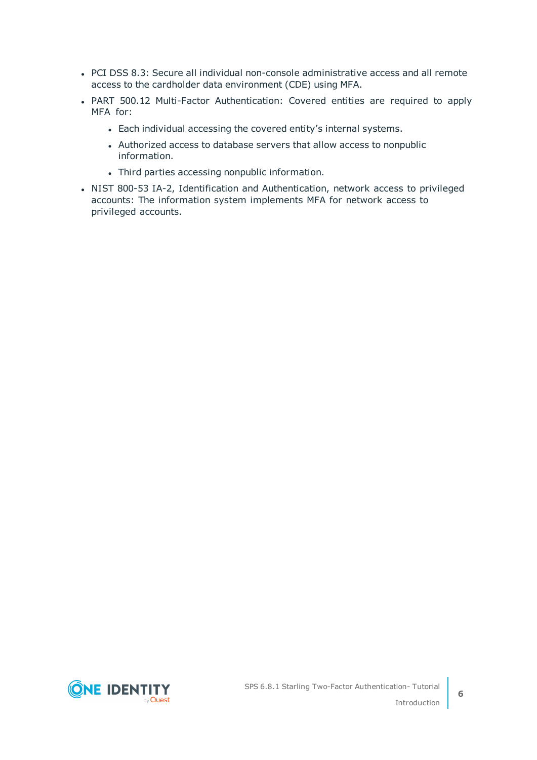- PCI DSS 8.3: Secure all individual non-console administrative access and all remote access to the cardholder data environment (CDE) using MFA.
- PART 500.12 Multi-Factor Authentication: Covered entities are required to apply MFA for:
  - Each individual accessing the covered entity's internal systems.
  - Authorized access to database servers that allow access to nonpublic information.
  - Third parties accessing nonpublic information.
- NIST 800-53 IA-2, Identification and Authentication, network access to privileged accounts: The information system implements MFA for network access to privileged accounts.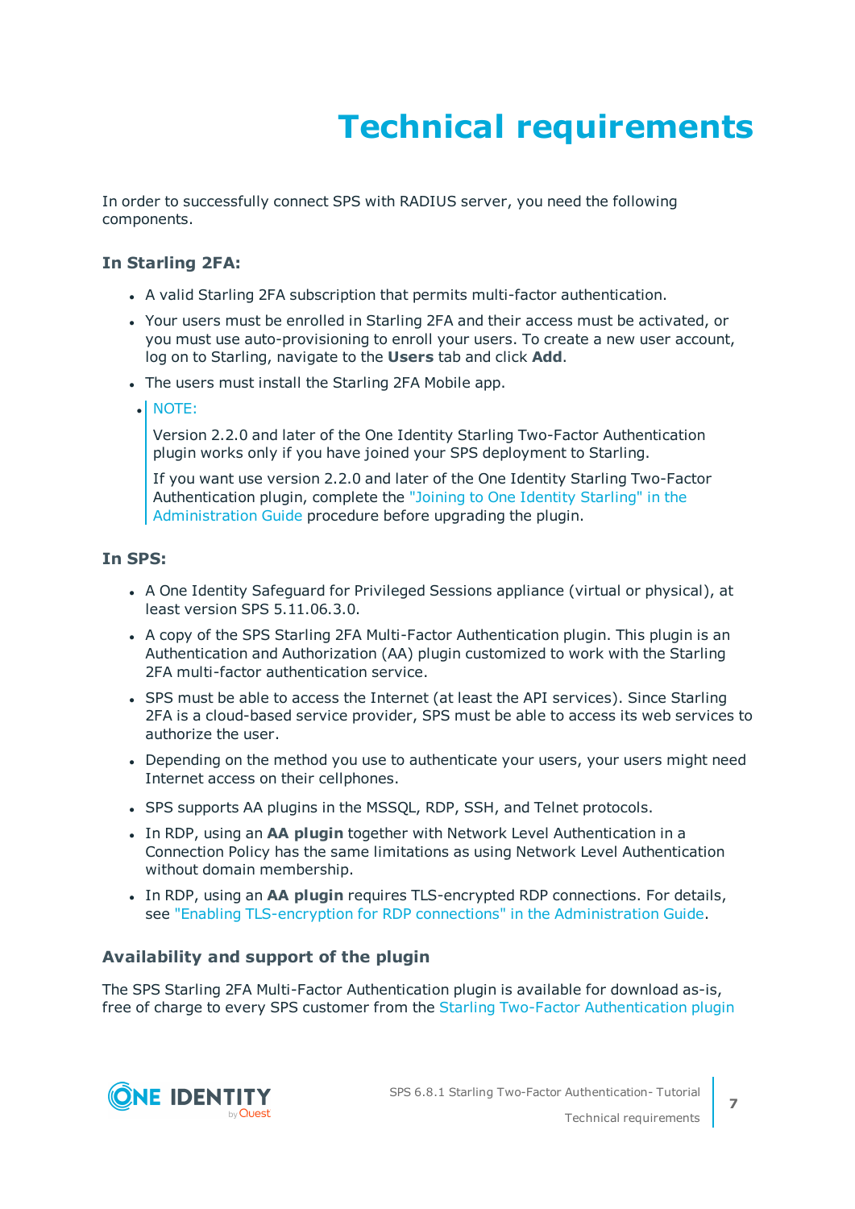# Technical requirements

In order to successfully connect SPS with RADIUS server, you need the following components.

### In Starling 2FA:

- A valid Starling 2FA subscription that permits multi-factor authentication.
- Your users must be enrolled in Starling 2FA and their access must be activated, or you must use auto-provisioning to enroll your users. To create a new user account, log on to Starling, navigate to the **Users** tab and click **Add**.
- The users must install the Starling 2FA Mobile app.
- NOTE:

  Version 2.2.0 and later of the One Identity Starling Two-Factor Authentication plugin works only if you have joined your SPS deployment to Starling.

  If you want use version 2.2.0 and later of the One Identity Starling Two-Factor Authentication plugin, complete the "Joining to One Identity Starling" in the Administration Guide procedure before upgrading the plugin.

### In SPS:

- A One Identity Safeguard for Privileged Sessions appliance (virtual or physical), at least version SPS 5.11.06.3.0.
- A copy of the SPS Starling 2FA Multi-Factor Authentication plugin. This plugin is an Authentication and Authorization (AA) plugin customized to work with the Starling 2FA multi-factor authentication service.
- SPS must be able to access the Internet (at least the API services). Since Starling 2FA is a cloud-based service provider, SPS must be able to access its web services to authorize the user.
- Depending on the method you use to authenticate your users, your users might need Internet access on their cellphones.
- SPS supports AA plugins in the MSSQL, RDP, SSH, and Telnet protocols.
- In RDP, using an **AA plugin** together with Network Level Authentication in a Connection Policy has the same limitations as using Network Level Authentication without domain membership.
- In RDP, using an **AA plugin** requires TLS-encrypted RDP connections. For details, see "Enabling TLS-encryption for RDP connections" in the Administration Guide.

### Availability and support of the plugin

The SPS Starling 2FA Multi-Factor Authentication plugin is available for download as-is, free of charge to every SPS customer from the Starling Two-Factor Authentication plugin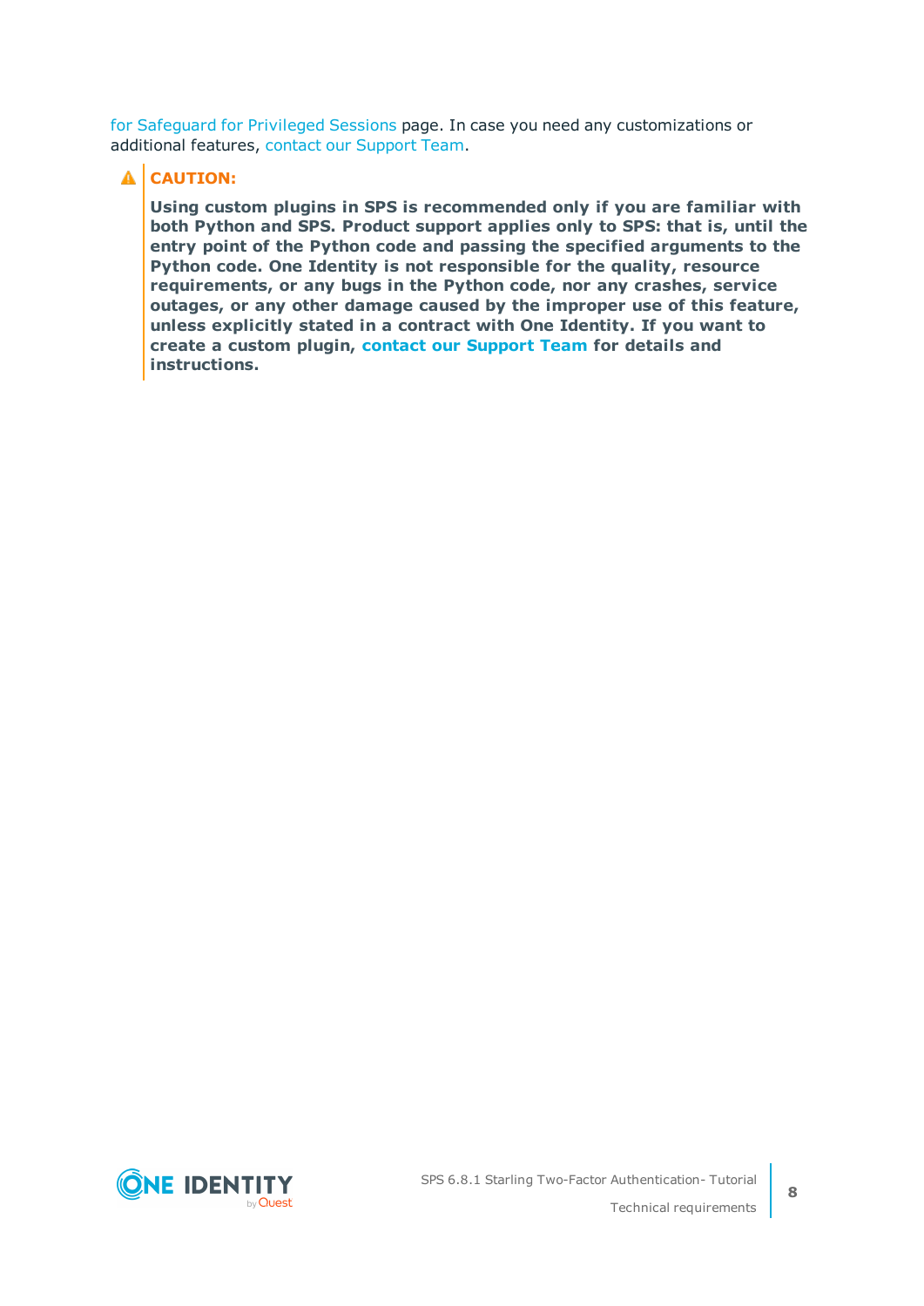for Safeguard for Privileged Sessions page. In case you need any customizations or additional features, contact our Support Team.

**CAUTION:**

**Using custom plugins in SPS is recommended only if you are familiar with both Python and SPS. Product support applies only to SPS: that is, until the entry point of the Python code and passing the specified arguments to the Python code. One Identity is not responsible for the quality, resource requirements, or any bugs in the Python code, nor any crashes, service outages, or any other damage caused by the improper use of this feature, unless explicitly stated in a contract with One Identity. If you want to create a custom plugin, contact our Support Team for details and instructions.**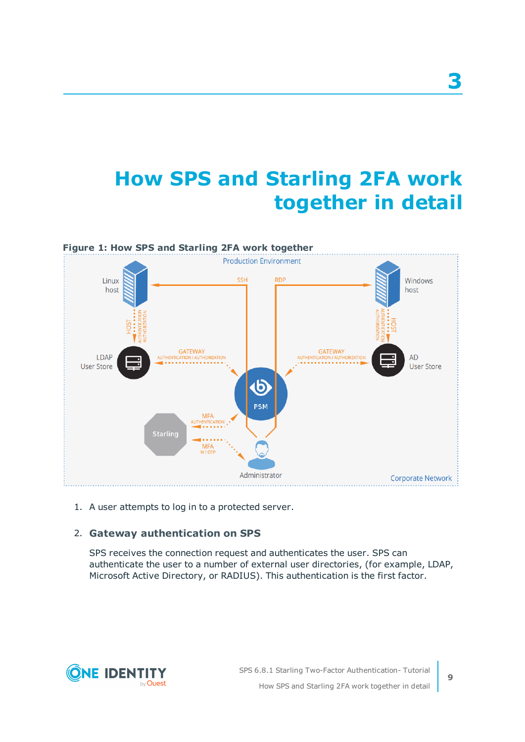# 3

# How SPS and Starling 2FA work together in detail

**Figure 1: How SPS and Starling 2FA work together**

1. A user attempts to log in to a protected server.

2. **Gateway authentication on SPS**

   SPS receives the connection request and authenticates the user. SPS can authenticate the user to a number of external user directories, (for example, LDAP, Microsoft Active Directory, or RADIUS). This authentication is the first factor.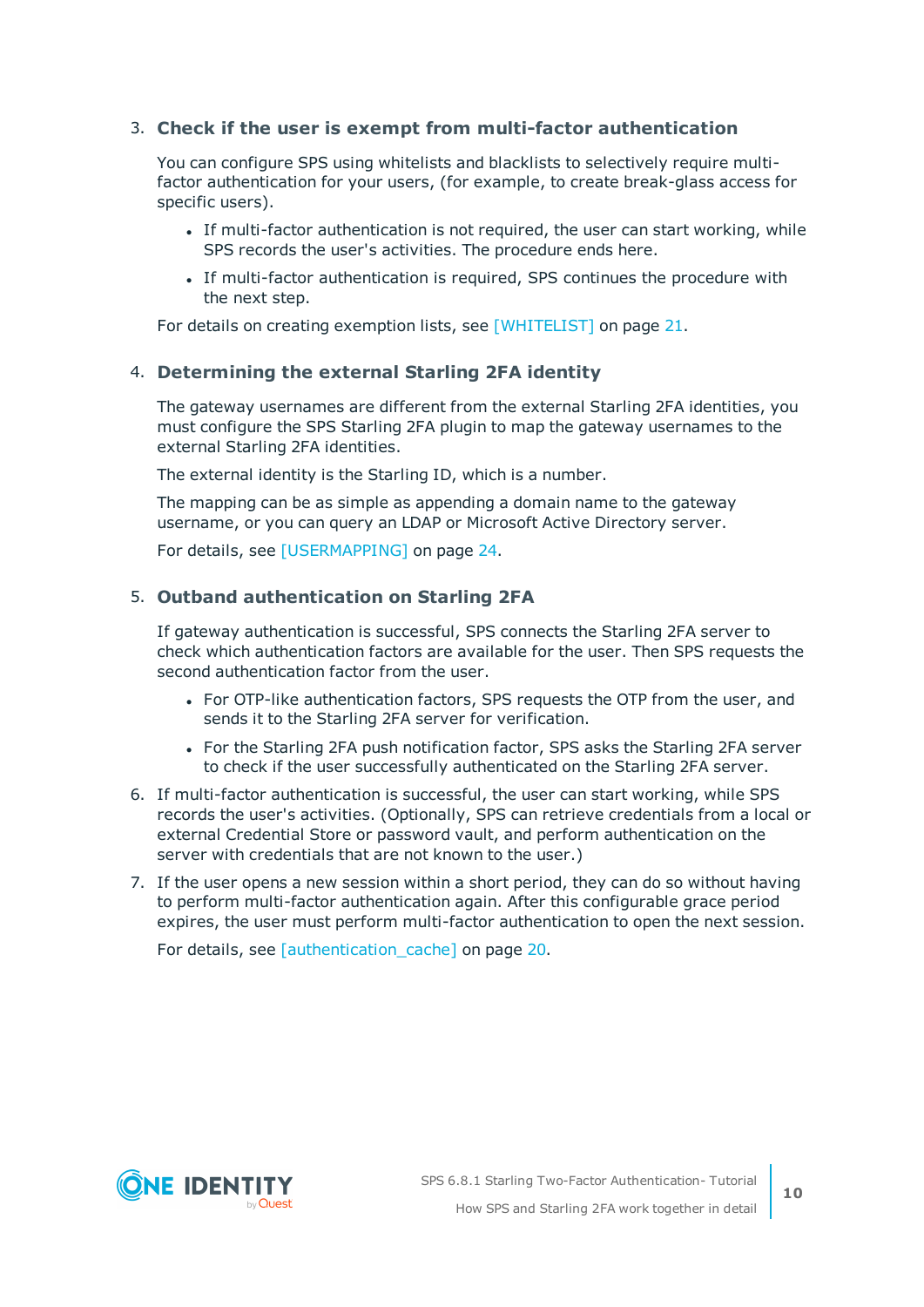3. **Check if the user is exempt from multi-factor authentication**

   You can configure SPS using whitelists and blacklists to selectively require multi-factor authentication for your users, (for example, to create break-glass access for specific users).

   - If multi-factor authentication is not required, the user can start working, while SPS records the user's activities. The procedure ends here.
   - If multi-factor authentication is required, SPS continues the procedure with the next step.

   For details on creating exemption lists, see [WHITELIST] on page 21.

4. **Determining the external Starling 2FA identity**

   The gateway usernames are different from the external Starling 2FA identities, you must configure the SPS Starling 2FA plugin to map the gateway usernames to the external Starling 2FA identities.

   The external identity is the Starling ID, which is a number.

   The mapping can be as simple as appending a domain name to the gateway username, or you can query an LDAP or Microsoft Active Directory server.

   For details, see [USERMAPPING] on page 24.

5. **Outband authentication on Starling 2FA**

   If gateway authentication is successful, SPS connects the Starling 2FA server to check which authentication factors are available for the user. Then SPS requests the second authentication factor from the user.

   - For OTP-like authentication factors, SPS requests the OTP from the user, and sends it to the Starling 2FA server for verification.
   - For the Starling 2FA push notification factor, SPS asks the Starling 2FA server to check if the user successfully authenticated on the Starling 2FA server.

6. If multi-factor authentication is successful, the user can start working, while SPS records the user's activities. (Optionally, SPS can retrieve credentials from a local or external Credential Store or password vault, and perform authentication on the server with credentials that are not known to the user.)

7. If the user opens a new session within a short period, they can do so without having to perform multi-factor authentication again. After this configurable grace period expires, the user must perform multi-factor authentication to open the next session.

   For details, see [authentication_cache] on page 20.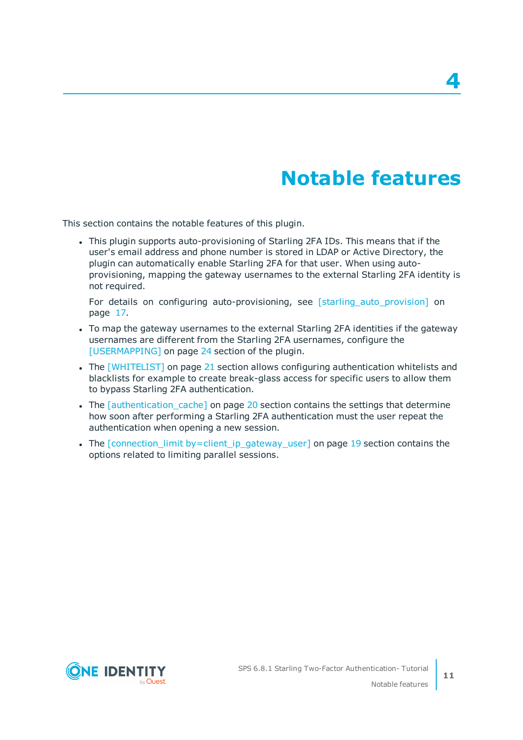# 4 Notable features

This section contains the notable features of this plugin.

- This plugin supports auto-provisioning of Starling 2FA IDs. This means that if the user's email address and phone number is stored in LDAP or Active Directory, the plugin can automatically enable Starling 2FA for that user. When using auto-provisioning, mapping the gateway usernames to the external Starling 2FA identity is not required.

  For details on configuring auto-provisioning, see [starling_auto_provision] on page 17.

- To map the gateway usernames to the external Starling 2FA identities if the gateway usernames are different from the Starling 2FA usernames, configure the [USERMAPPING] on page 24 section of the plugin.
- The [WHITELIST] on page 21 section allows configuring authentication whitelists and blacklists for example to create break-glass access for specific users to allow them to bypass Starling 2FA authentication.
- The [authentication_cache] on page 20 section contains the settings that determine how soon after performing a Starling 2FA authentication must the user repeat the authentication when opening a new session.
- The [connection_limit by=client_ip_gateway_user] on page 19 section contains the options related to limiting parallel sessions.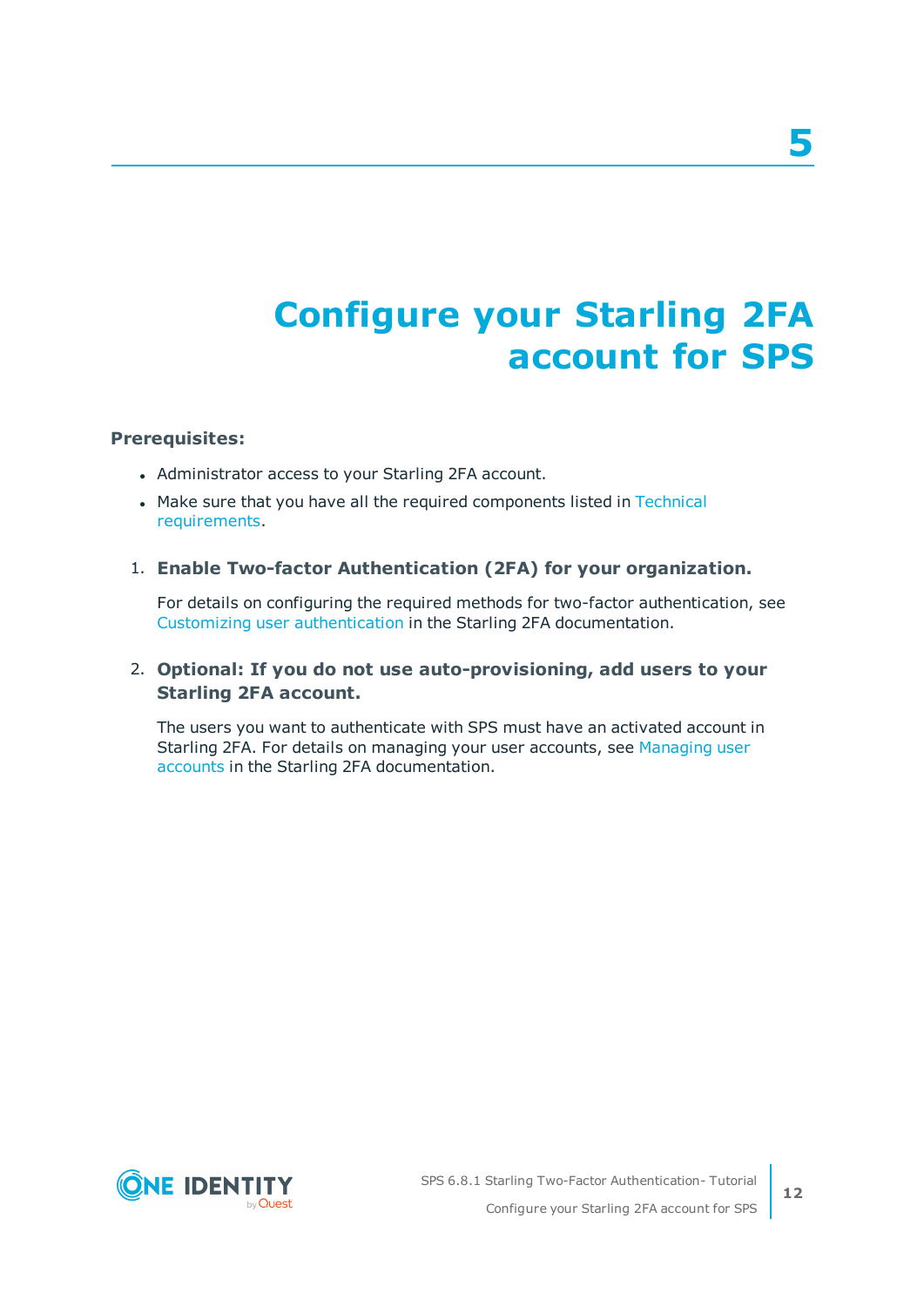# 5

# Configure your Starling 2FA account for SPS

**Prerequisites:**

- Administrator access to your Starling 2FA account.
- Make sure that you have all the required components listed in Technical requirements.

1. **Enable Two-factor Authentication (2FA) for your organization.**

   For details on configuring the required methods for two-factor authentication, see Customizing user authentication in the Starling 2FA documentation.

2. **Optional: If you do not use auto-provisioning, add users to your Starling 2FA account.**

   The users you want to authenticate with SPS must have an activated account in Starling 2FA. For details on managing your user accounts, see Managing user accounts in the Starling 2FA documentation.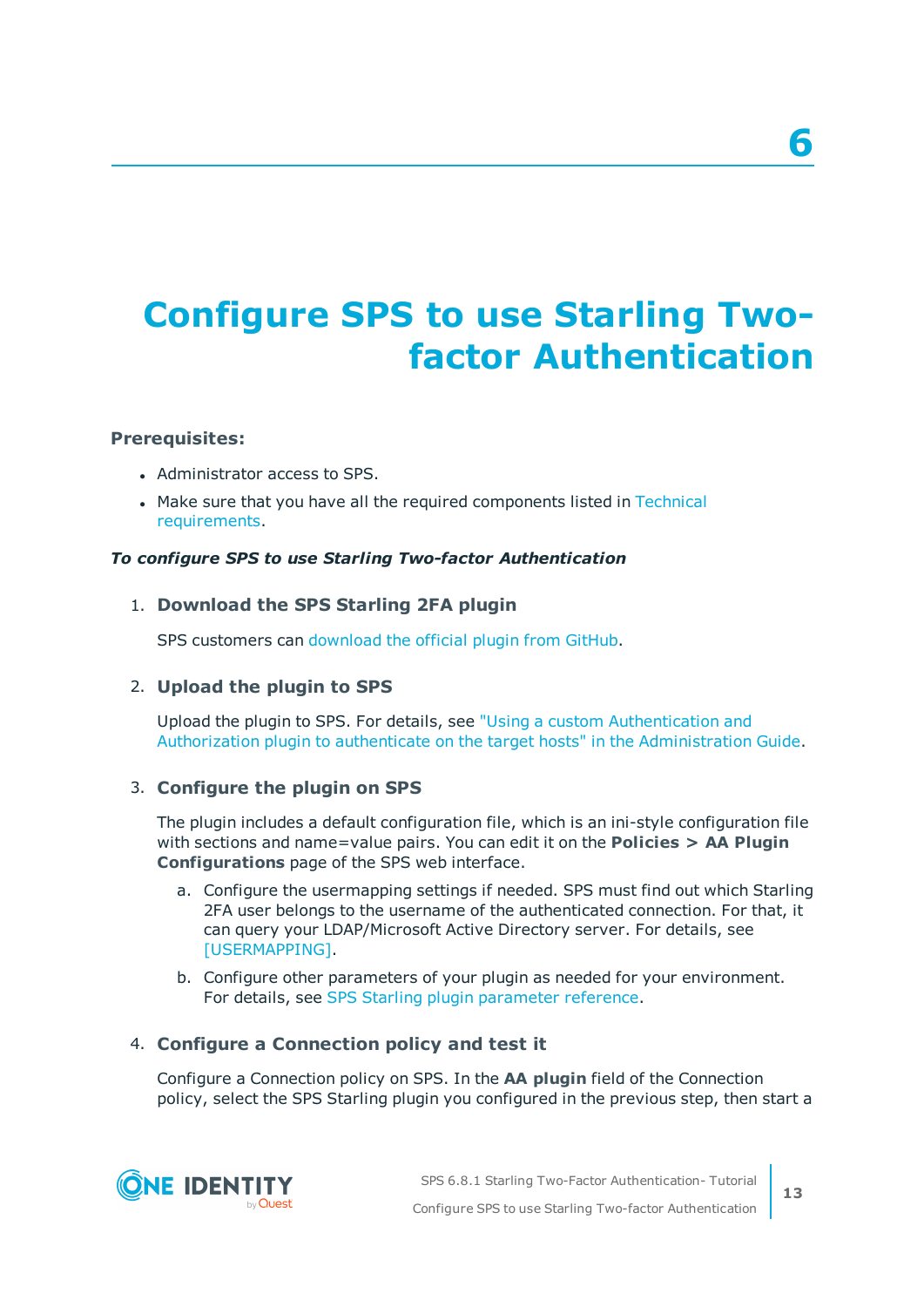# 6

# Configure SPS to use Starling Two-factor Authentication

**Prerequisites:**

- Administrator access to SPS.
- Make sure that you have all the required components listed in Technical requirements.

***To configure SPS to use Starling Two-factor Authentication***

1. **Download the SPS Starling 2FA plugin**

   SPS customers can download the official plugin from GitHub.

2. **Upload the plugin to SPS**

   Upload the plugin to SPS. For details, see "Using a custom Authentication and Authorization plugin to authenticate on the target hosts" in the Administration Guide.

3. **Configure the plugin on SPS**

   The plugin includes a default configuration file, which is an ini-style configuration file with sections and name=value pairs. You can edit it on the **Policies > AA Plugin Configurations** page of the SPS web interface.

   a. Configure the usermapping settings if needed. SPS must find out which Starling 2FA user belongs to the username of the authenticated connection. For that, it can query your LDAP/Microsoft Active Directory server. For details, see [USERMAPPING].

   b. Configure other parameters of your plugin as needed for your environment. For details, see SPS Starling plugin parameter reference.

4. **Configure a Connection policy and test it**

   Configure a Connection policy on SPS. In the **AA plugin** field of the Connection policy, select the SPS Starling plugin you configured in the previous step, then start a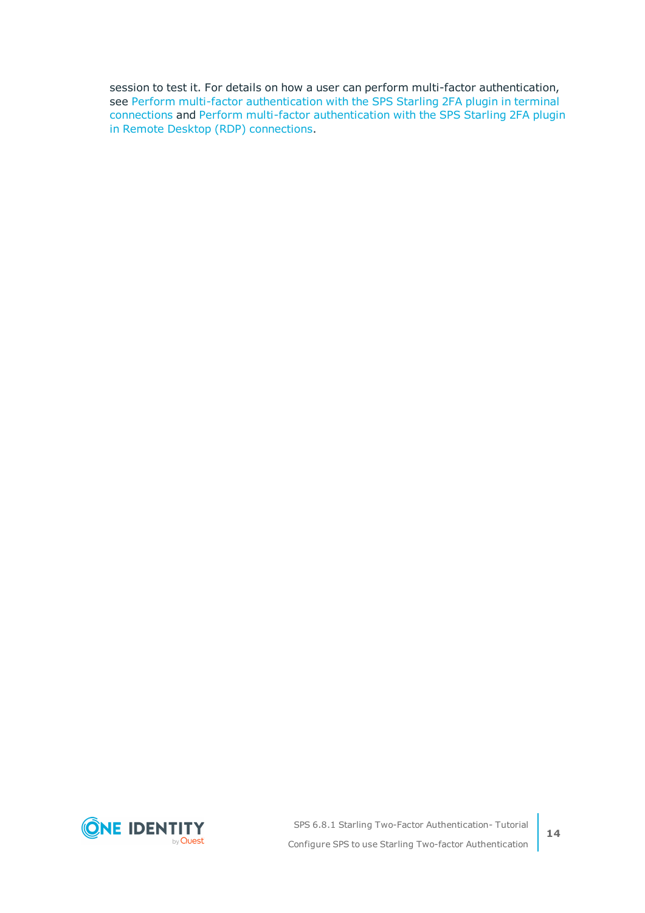session to test it. For details on how a user can perform multi-factor authentication, see Perform multi-factor authentication with the SPS Starling 2FA plugin in terminal connections and Perform multi-factor authentication with the SPS Starling 2FA plugin in Remote Desktop (RDP) connections.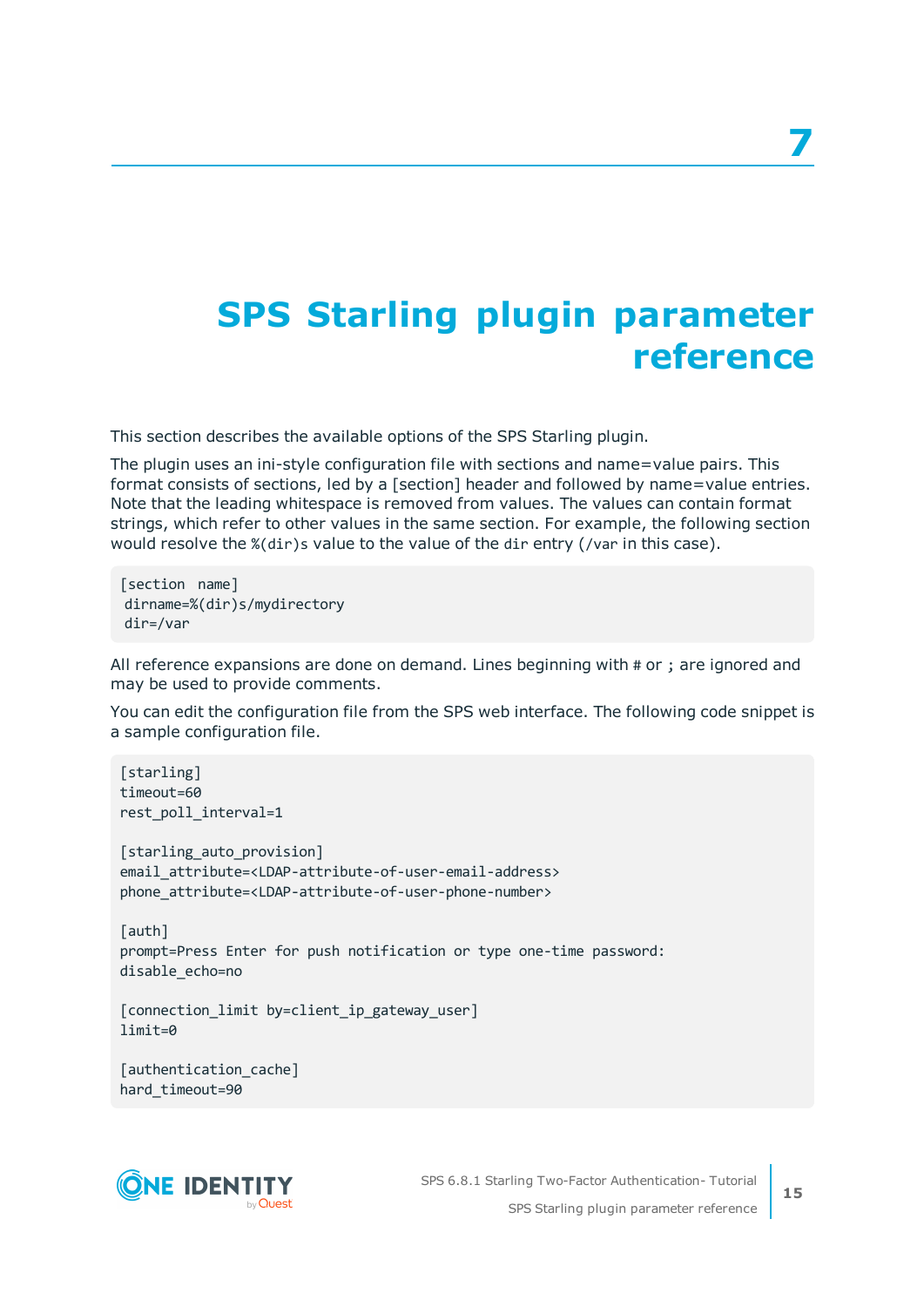# 7

# SPS Starling plugin parameter reference

This section describes the available options of the SPS Starling plugin.

The plugin uses an ini-style configuration file with sections and name=value pairs. This format consists of sections, led by a [section] header and followed by name=value entries. Note that the leading whitespace is removed from values. The values can contain format strings, which refer to other values in the same section. For example, the following section would resolve the `%(dir)s` value to the value of the `dir` entry (`/var` in this case).

```
[section  name]
 dirname=%(dir)s/mydirectory
 dir=/var
```

All reference expansions are done on demand. Lines beginning with `#` or `;` are ignored and may be used to provide comments.

You can edit the configuration file from the SPS web interface. The following code snippet is a sample configuration file.

```
[starling]
timeout=60
rest_poll_interval=1

[starling_auto_provision]
email_attribute=<LDAP-attribute-of-user-email-address>
phone_attribute=<LDAP-attribute-of-user-phone-number>

[auth]
prompt=Press Enter for push notification or type one-time password:
disable_echo=no

[connection_limit by=client_ip_gateway_user]
limit=0

[authentication_cache]
hard_timeout=90
```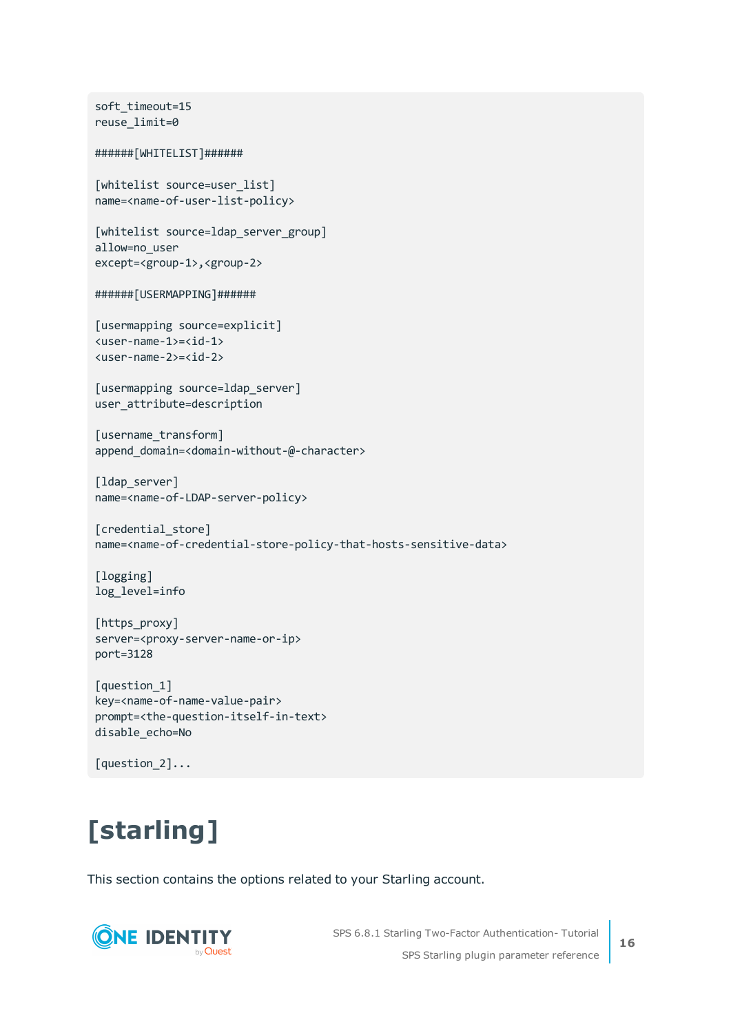```
soft_timeout=15
reuse_limit=0

######[WHITELIST]######

[whitelist source=user_list]
name=<name-of-user-list-policy>

[whitelist source=ldap_server_group]
allow=no_user
except=<group-1>,<group-2>

######[USERMAPPING]######

[usermapping source=explicit]
<user-name-1>=<id-1>
<user-name-2>=<id-2>

[usermapping source=ldap_server]
user_attribute=description

[username_transform]
append_domain=<domain-without-@-character>

[ldap_server]
name=<name-of-LDAP-server-policy>

[credential_store]
name=<name-of-credential-store-policy-that-hosts-sensitive-data>

[logging]
log_level=info

[https_proxy]
server=<proxy-server-name-or-ip>
port=3128

[question_1]
key=<name-of-name-value-pair>
prompt=<the-question-itself-in-text>
disable_echo=No

[question_2]...
```

# [starling]

This section contains the options related to your Starling account.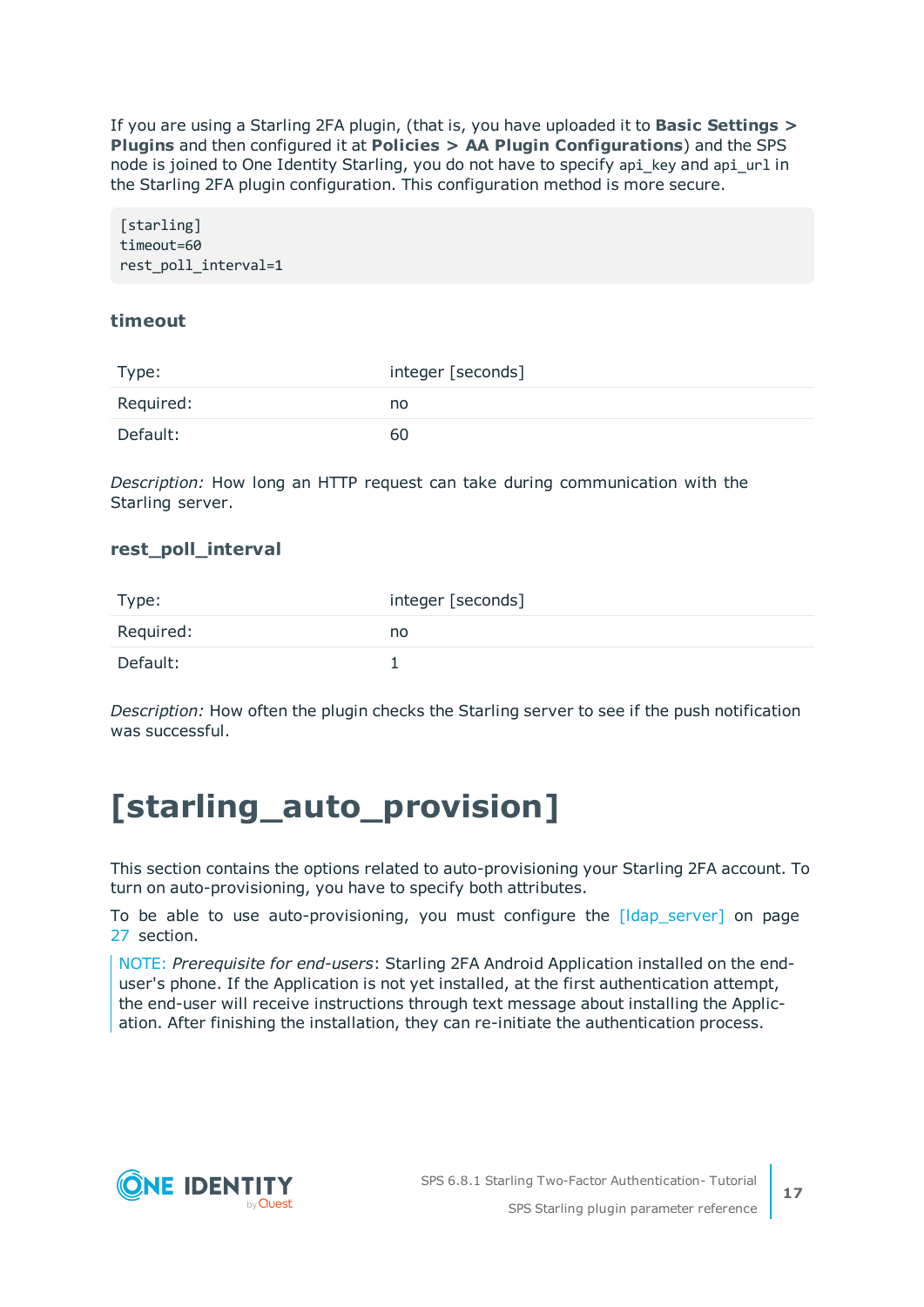If you are using a Starling 2FA plugin, (that is, you have uploaded it to **Basic Settings > Plugins** and then configured it at **Policies > AA Plugin Configurations**) and the SPS node is joined to One Identity Starling, you do not have to specify `api_key` and `api_url` in the Starling 2FA plugin configuration. This configuration method is more secure.

```
[starling]
timeout=60
rest_poll_interval=1
```

### timeout

| | |
|---|---|
| Type: | integer [seconds] |
| Required: | no |
| Default: | 60 |

*Description:* How long an HTTP request can take during communication with the Starling server.

### rest_poll_interval

| | |
|---|---|
| Type: | integer [seconds] |
| Required: | no |
| Default: | 1 |

*Description:* How often the plugin checks the Starling server to see if the push notification was successful.

# [starling_auto_provision]

This section contains the options related to auto-provisioning your Starling 2FA account. To turn on auto-provisioning, you have to specify both attributes.

To be able to use auto-provisioning, you must configure the [ldap_server] on page 27 section.

NOTE: *Prerequisite for end-users*: Starling 2FA Android Application installed on the end-user's phone. If the Application is not yet installed, at the first authentication attempt, the end-user will receive instructions through text message about installing the Application. After finishing the installation, they can re-initiate the authentication process.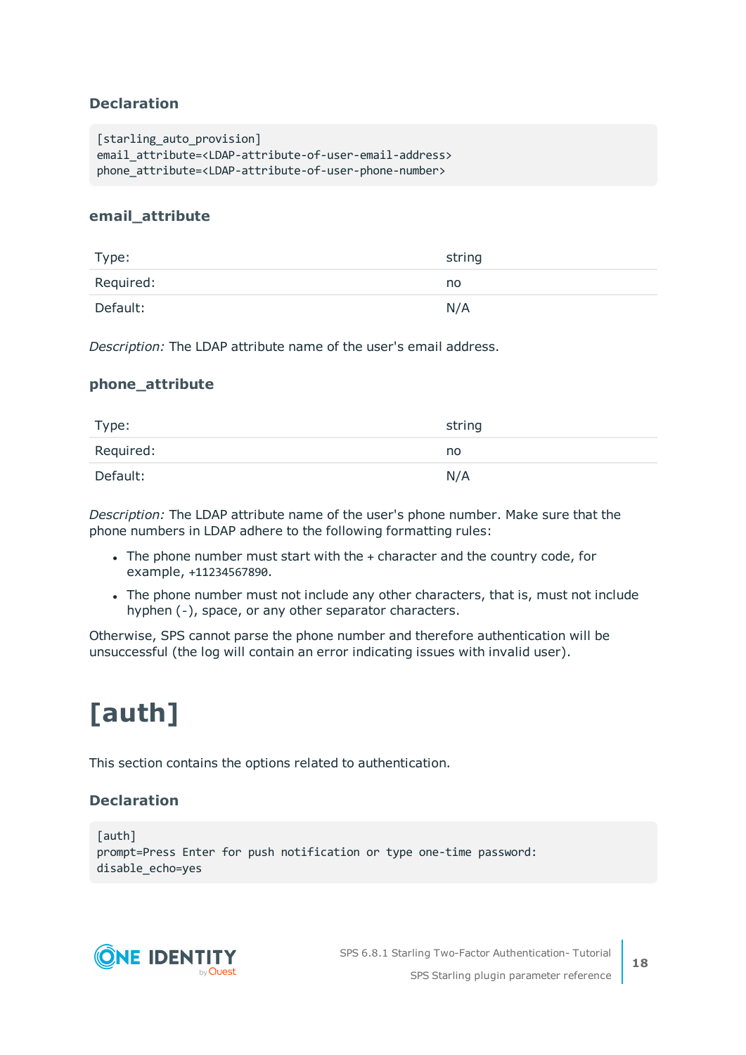### Declaration

```
[starling_auto_provision]
email_attribute=<LDAP-attribute-of-user-email-address>
phone_attribute=<LDAP-attribute-of-user-phone-number>
```

### email_attribute

| | |
|---|---|
| Type: | string |
| Required: | no |
| Default: | N/A |

*Description:* The LDAP attribute name of the user's email address.

### phone_attribute

| | |
|---|---|
| Type: | string |
| Required: | no |
| Default: | N/A |

*Description:* The LDAP attribute name of the user's phone number. Make sure that the phone numbers in LDAP adhere to the following formatting rules:

- The phone number must start with the + character and the country code, for example, `+11234567890`.
- The phone number must not include any other characters, that is, must not include hyphen (-), space, or any other separator characters.

Otherwise, SPS cannot parse the phone number and therefore authentication will be unsuccessful (the log will contain an error indicating issues with invalid user).

# [auth]

This section contains the options related to authentication.

### Declaration

```
[auth]
prompt=Press Enter for push notification or type one-time password:
disable_echo=yes
```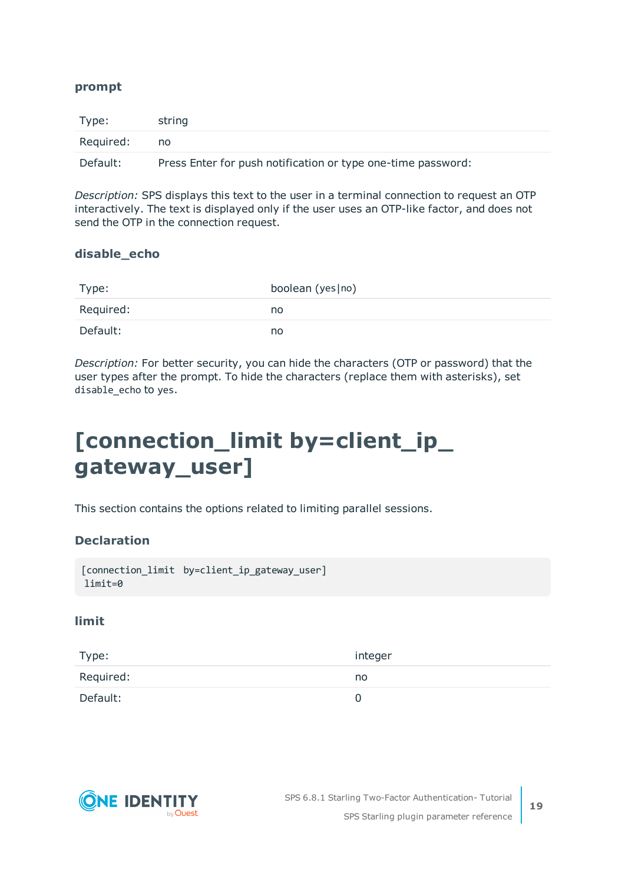### prompt

| Type: | string |
|---|---|
| Required: | no |
| Default: | Press Enter for push notification or type one-time password: |

*Description:* SPS displays this text to the user in a terminal connection to request an OTP interactively. The text is displayed only if the user uses an OTP-like factor, and does not send the OTP in the connection request.

### disable_echo

| Type: | boolean (yes\|no) |
|---|---|
| Required: | no |
| Default: | no |

*Description:* For better security, you can hide the characters (OTP or password) that the user types after the prompt. To hide the characters (replace them with asterisks), set `disable_echo` to `yes`.

# [connection_limit by=client_ip_gateway_user]

This section contains the options related to limiting parallel sessions.

### Declaration

```
[connection_limit  by=client_ip_gateway_user]
 limit=0
```

### limit

| Type: | integer |
|---|---|
| Required: | no |
| Default: | 0 |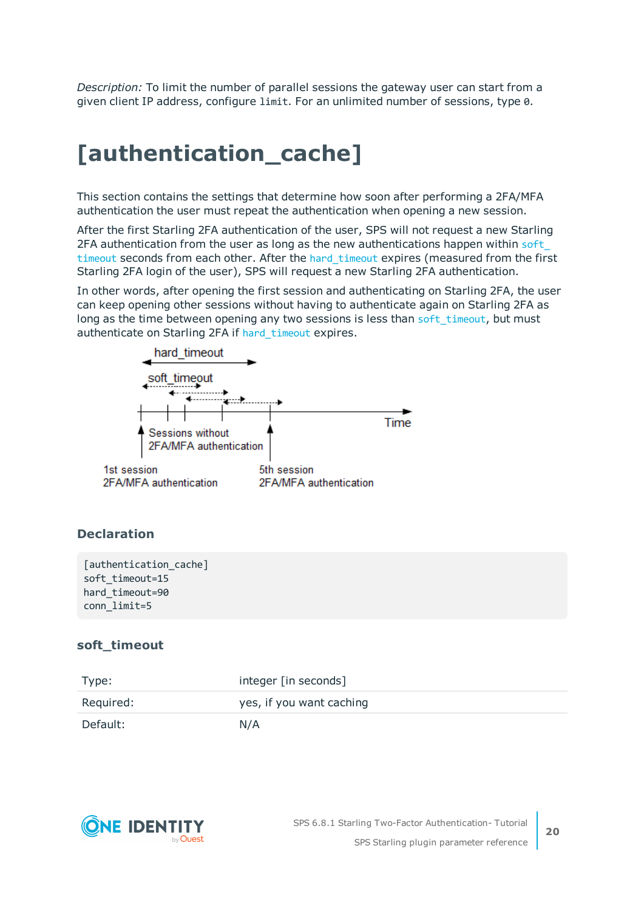*Description:* To limit the number of parallel sessions the gateway user can start from a given client IP address, configure `limit`. For an unlimited number of sessions, type `0`.

# [authentication_cache]

This section contains the settings that determine how soon after performing a 2FA/MFA authentication the user must repeat the authentication when opening a new session.

After the first Starling 2FA authentication of the user, SPS will not request a new Starling 2FA authentication from the user as long as the new authentications happen within `soft_timeout` seconds from each other. After the `hard_timeout` expires (measured from the first Starling 2FA login of the user), SPS will request a new Starling 2FA authentication.

In other words, after opening the first session and authenticating on Starling 2FA, the user can keep opening other sessions without having to authenticate again on Starling 2FA as long as the time between opening any two sessions is less than `soft_timeout`, but must authenticate on Starling 2FA if `hard_timeout` expires.

### Declaration

```
[authentication_cache]
soft_timeout=15
hard_timeout=90
conn_limit=5
```

### soft_timeout

| Type: | integer [in seconds] |
|---|---|
| Required: | yes, if you want caching |
| Default: | N/A |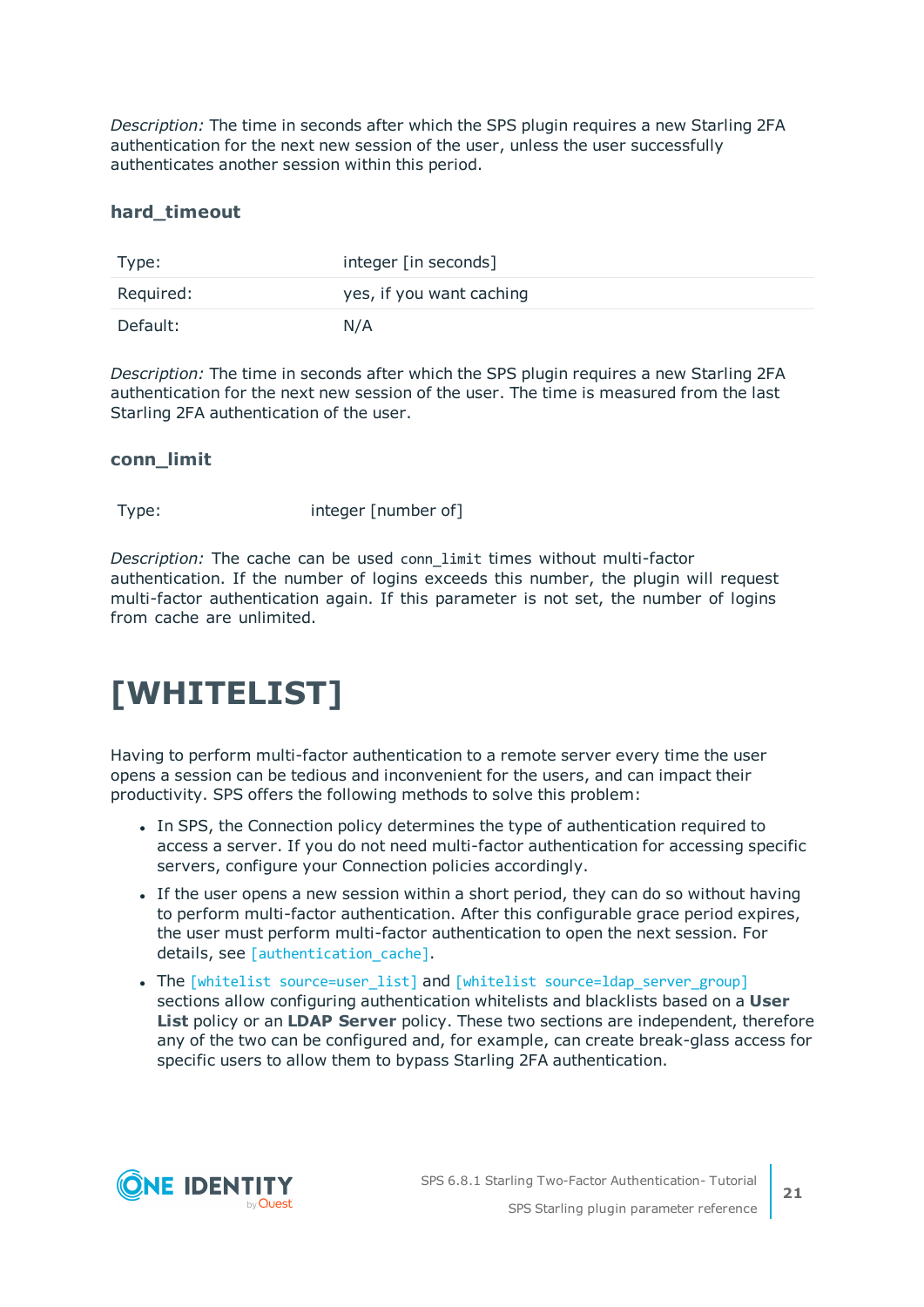*Description:* The time in seconds after which the SPS plugin requires a new Starling 2FA authentication for the next new session of the user, unless the user successfully authenticates another session within this period.

### hard_timeout

| | |
|---|---|
| Type: | integer [in seconds] |
| Required: | yes, if you want caching |
| Default: | N/A |

*Description:* The time in seconds after which the SPS plugin requires a new Starling 2FA authentication for the next new session of the user. The time is measured from the last Starling 2FA authentication of the user.

### conn_limit

| | |
|---|---|
| Type: | integer [number of] |

*Description:* The cache can be used `conn_limit` times without multi-factor authentication. If the number of logins exceeds this number, the plugin will request multi-factor authentication again. If this parameter is not set, the number of logins from cache are unlimited.

# [WHITELIST]

Having to perform multi-factor authentication to a remote server every time the user opens a session can be tedious and inconvenient for the users, and can impact their productivity. SPS offers the following methods to solve this problem:

- In SPS, the Connection policy determines the type of authentication required to access a server. If you do not need multi-factor authentication for accessing specific servers, configure your Connection policies accordingly.
- If the user opens a new session within a short period, they can do so without having to perform multi-factor authentication. After this configurable grace period expires, the user must perform multi-factor authentication to open the next session. For details, see [authentication_cache].
- The [whitelist source=user_list] and [whitelist source=ldap_server_group] sections allow configuring authentication whitelists and blacklists based on a **User List** policy or an **LDAP Server** policy. These two sections are independent, therefore any of the two can be configured and, for example, can create break-glass access for specific users to allow them to bypass Starling 2FA authentication.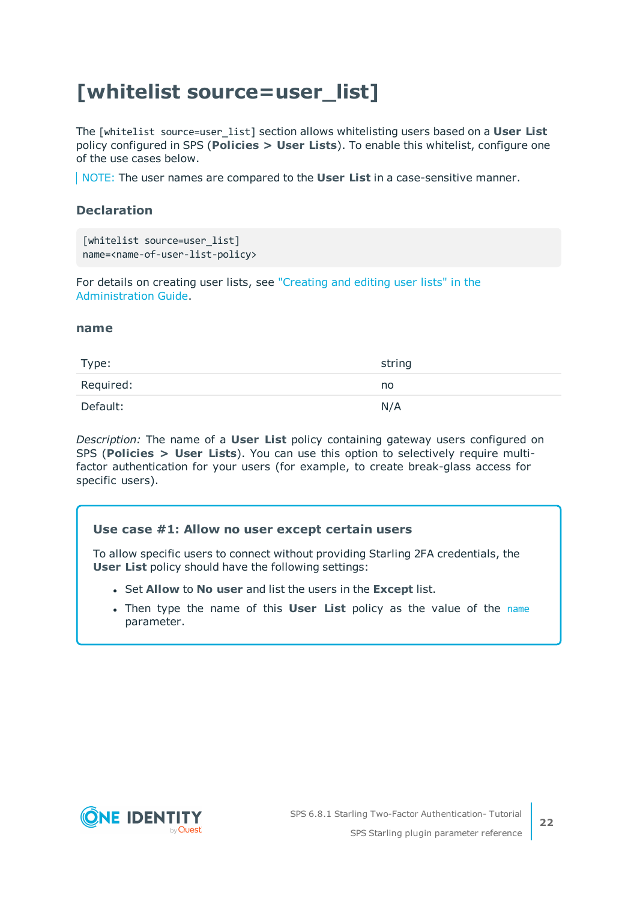# [whitelist source=user_list]

The `[whitelist source=user_list]` section allows whitelisting users based on a **User List** policy configured in SPS (**Policies > User Lists**). To enable this whitelist, configure one of the use cases below.

> NOTE: The user names are compared to the **User List** in a case-sensitive manner.

### Declaration

```
[whitelist source=user_list]
name=<name-of-user-list-policy>
```

For details on creating user lists, see "Creating and editing user lists" in the Administration Guide.

#### name

| | |
|---|---|
| Type: | string |
| Required: | no |
| Default: | N/A |

*Description:* The name of a **User List** policy containing gateway users configured on SPS (**Policies > User Lists**). You can use this option to selectively require multi-factor authentication for your users (for example, to create break-glass access for specific users).

#### Use case #1: Allow no user except certain users

To allow specific users to connect without providing Starling 2FA credentials, the **User List** policy should have the following settings:

- Set **Allow** to **No user** and list the users in the **Except** list.
- Then type the name of this **User List** policy as the value of the `name` parameter.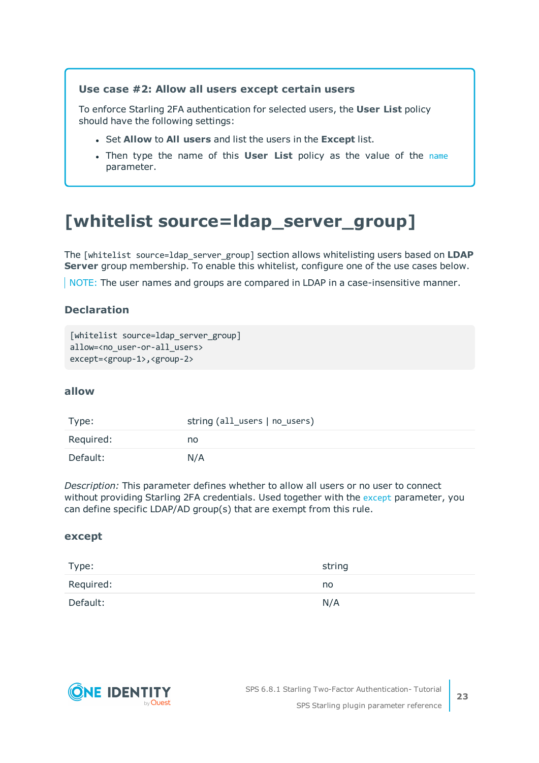**Use case #2: Allow all users except certain users**

To enforce Starling 2FA authentication for selected users, the **User List** policy should have the following settings:

- Set **Allow** to **All users** and list the users in the **Except** list.
- Then type the name of this **User List** policy as the value of the `name` parameter.

# [whitelist source=ldap_server_group]

The `[whitelist source=ldap_server_group]` section allows whitelisting users based on **LDAP Server** group membership. To enable this whitelist, configure one of the use cases below.

NOTE: The user names and groups are compared in LDAP in a case-insensitive manner.

### Declaration

```
[whitelist source=ldap_server_group]
allow=<no_user-or-all_users>
except=<group-1>,<group-2>
```

### allow

| | |
|---|---|
| Type: | string (`all_users` \| `no_users`) |
| Required: | no |
| Default: | N/A |

*Description:* This parameter defines whether to allow all users or no user to connect without providing Starling 2FA credentials. Used together with the `except` parameter, you can define specific LDAP/AD group(s) that are exempt from this rule.

### except

| | |
|---|---|
| Type: | string |
| Required: | no |
| Default: | N/A |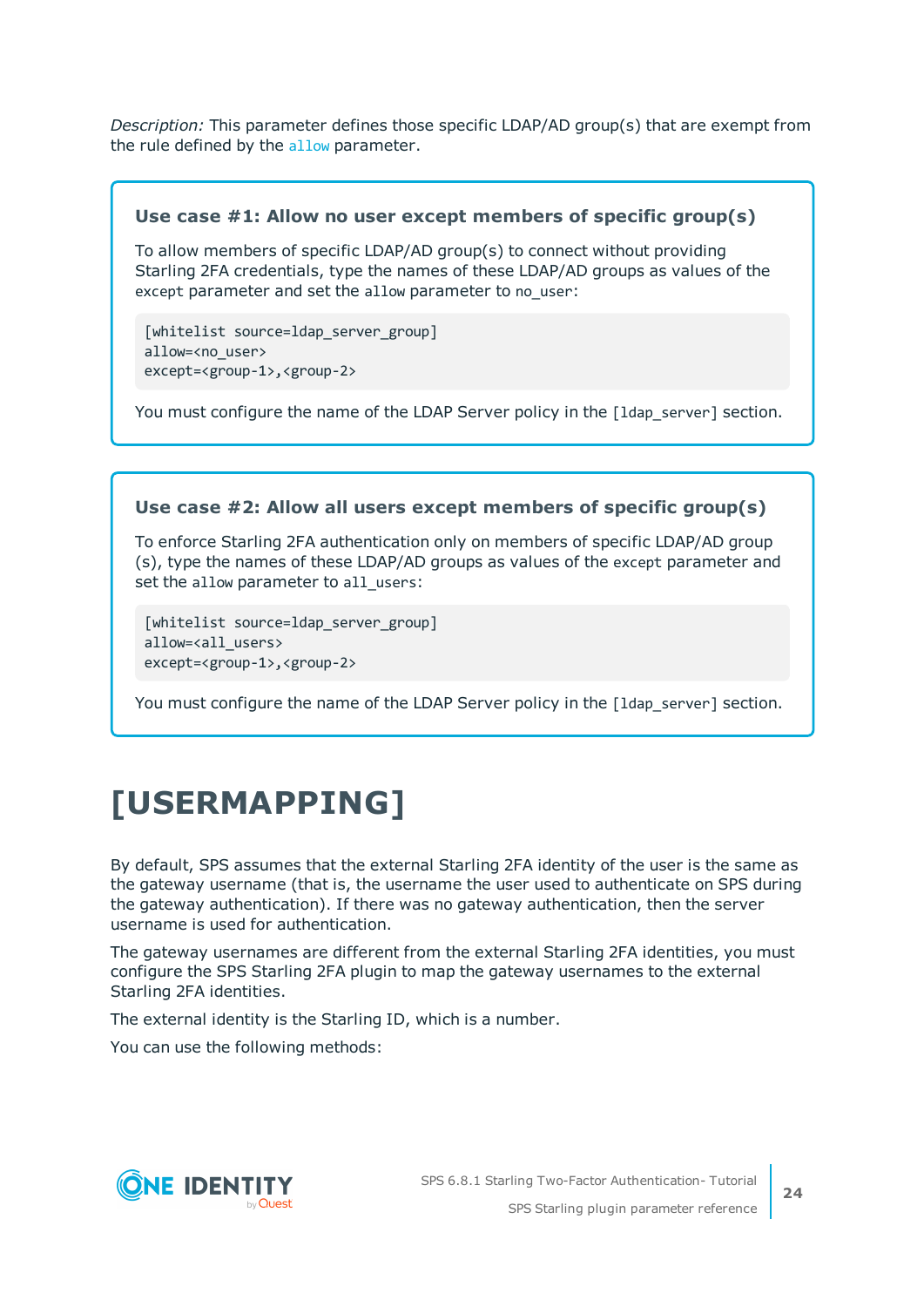*Description:* This parameter defines those specific LDAP/AD group(s) that are exempt from the rule defined by the `allow` parameter.

### Use case #1: Allow no user except members of specific group(s)

To allow members of specific LDAP/AD group(s) to connect without providing Starling 2FA credentials, type the names of these LDAP/AD groups as values of the `except` parameter and set the `allow` parameter to `no_user`:

```
[whitelist source=ldap_server_group]
allow=<no_user>
except=<group-1>,<group-2>
```

You must configure the name of the LDAP Server policy in the `[ldap_server]` section.

### Use case #2: Allow all users except members of specific group(s)

To enforce Starling 2FA authentication only on members of specific LDAP/AD group (s), type the names of these LDAP/AD groups as values of the `except` parameter and set the `allow` parameter to `all_users`:

```
[whitelist source=ldap_server_group]
allow=<all_users>
except=<group-1>,<group-2>
```

You must configure the name of the LDAP Server policy in the `[ldap_server]` section.

# [USERMAPPING]

By default, SPS assumes that the external Starling 2FA identity of the user is the same as the gateway username (that is, the username the user used to authenticate on SPS during the gateway authentication). If there was no gateway authentication, then the server username is used for authentication.

The gateway usernames are different from the external Starling 2FA identities, you must configure the SPS Starling 2FA plugin to map the gateway usernames to the external Starling 2FA identities.

The external identity is the Starling ID, which is a number.

You can use the following methods: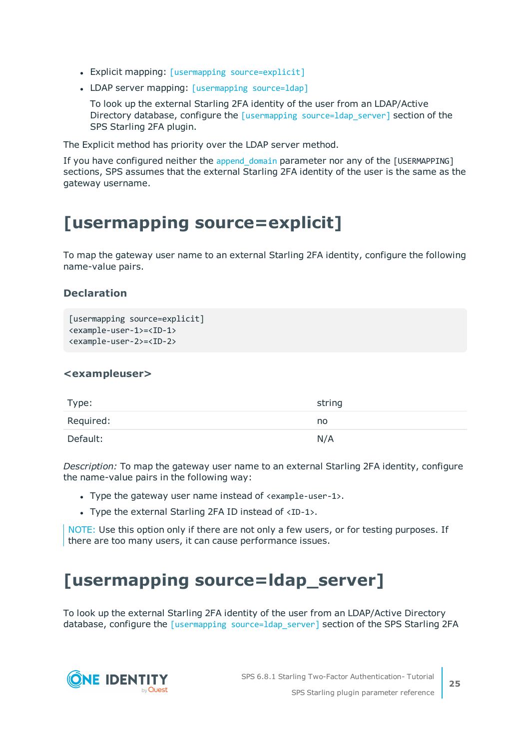- Explicit mapping: `[usermapping source=explicit]`
- LDAP server mapping: `[usermapping source=ldap]`

  To look up the external Starling 2FA identity of the user from an LDAP/Active Directory database, configure the `[usermapping source=ldap_server]` section of the SPS Starling 2FA plugin.

The Explicit method has priority over the LDAP server method.

If you have configured neither the `append_domain` parameter nor any of the `[USERMAPPING]` sections, SPS assumes that the external Starling 2FA identity of the user is the same as the gateway username.

# [usermapping source=explicit]

To map the gateway user name to an external Starling 2FA identity, configure the following name-value pairs.

### Declaration

```
[usermapping source=explicit]
<example-user-1>=<ID-1>
<example-user-2>=<ID-2>
```

### <exampleuser>

| | |
|---|---|
| Type: | string |
| Required: | no |
| Default: | N/A |

*Description:* To map the gateway user name to an external Starling 2FA identity, configure the name-value pairs in the following way:

- Type the gateway user name instead of `<example-user-1>`.
- Type the external Starling 2FA ID instead of `<ID-1>`.

> NOTE: Use this option only if there are not only a few users, or for testing purposes. If there are too many users, it can cause performance issues.

# [usermapping source=ldap_server]

To look up the external Starling 2FA identity of the user from an LDAP/Active Directory database, configure the `[usermapping source=ldap_server]` section of the SPS Starling 2FA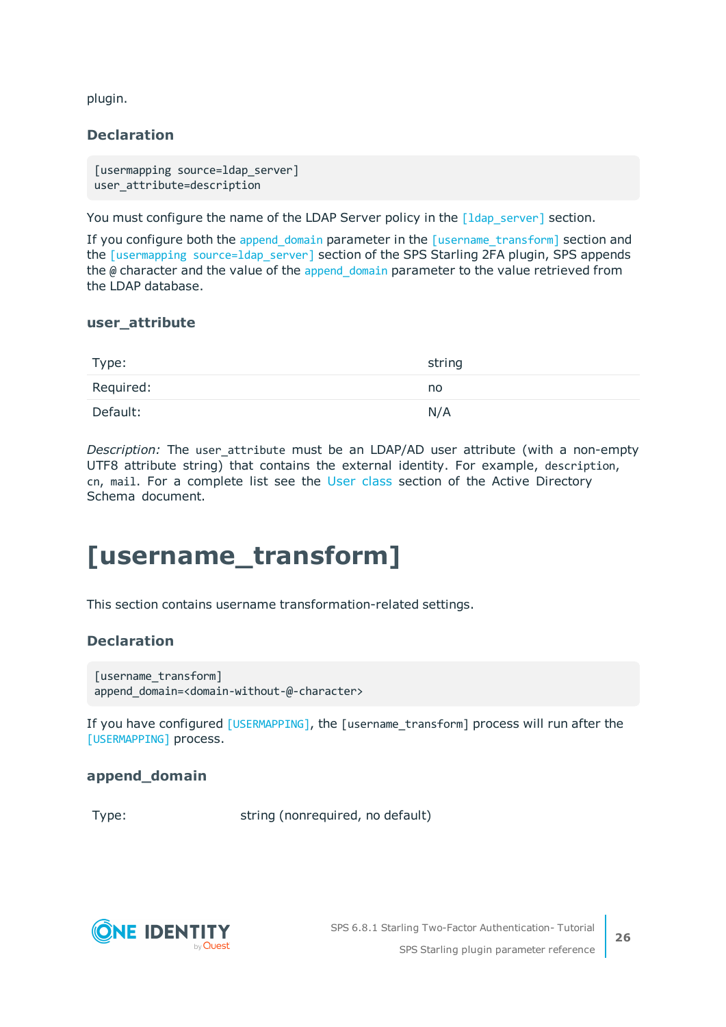plugin.

### Declaration

```
[usermapping source=ldap_server]
user_attribute=description
```

You must configure the name of the LDAP Server policy in the [ldap_server] section.

If you configure both the append_domain parameter in the [username_transform] section and the [usermapping source=ldap_server] section of the SPS Starling 2FA plugin, SPS appends the @ character and the value of the append_domain parameter to the value retrieved from the LDAP database.

### user_attribute

| | |
|---|---|
| Type: | string |
| Required: | no |
| Default: | N/A |

*Description:* The user_attribute must be an LDAP/AD user attribute (with a non-empty UTF8 attribute string) that contains the external identity. For example, description, cn, mail. For a complete list see the User class section of the Active Directory Schema document.

# [username_transform]

This section contains username transformation-related settings.

### Declaration

```
[username_transform]
append_domain=<domain-without-@-character>
```

If you have configured [USERMAPPING], the [username_transform] process will run after the [USERMAPPING] process.

### append_domain

| | |
|---|---|
| Type: | string (nonrequired, no default) |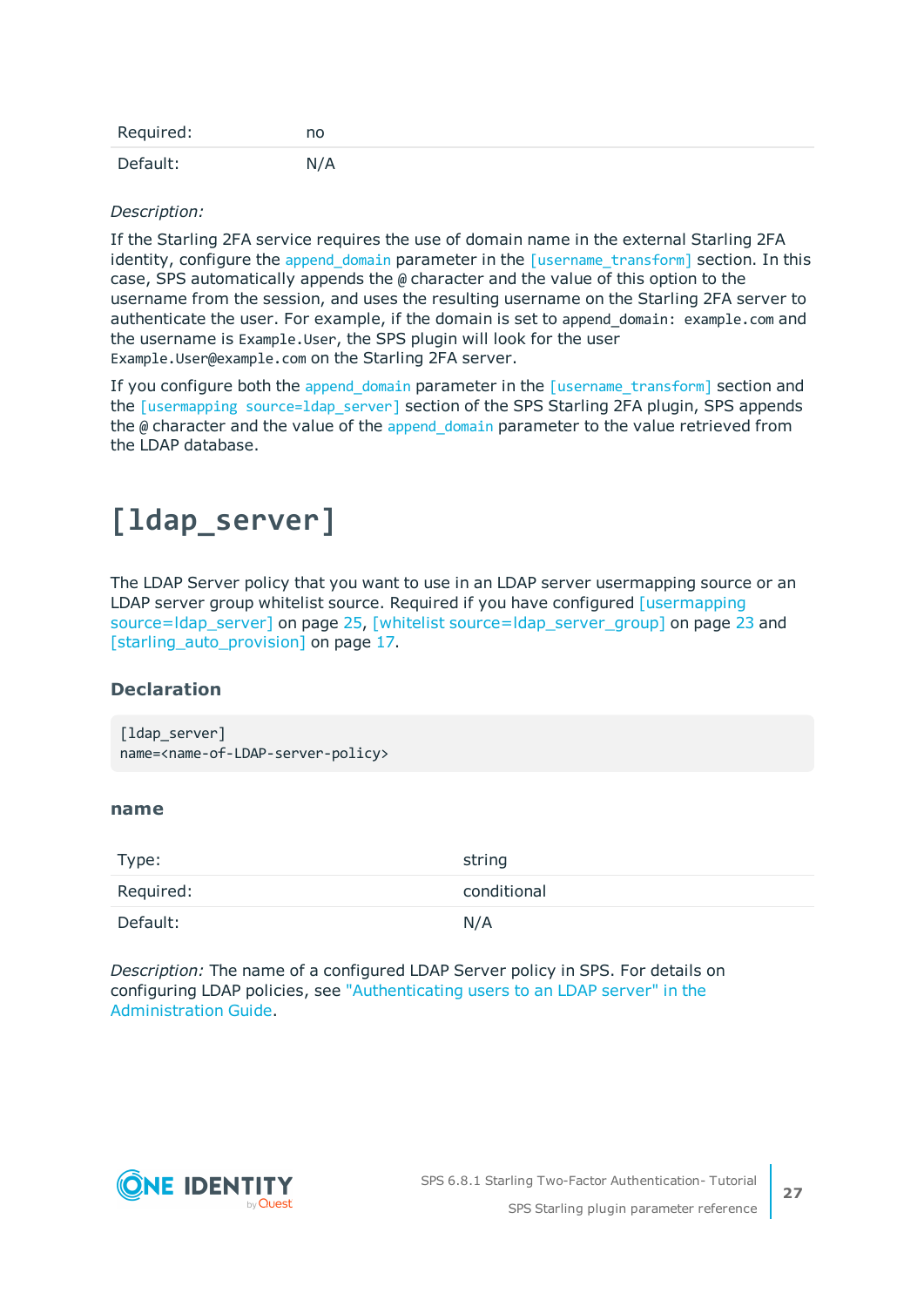| | |
|---|---|
| Required: | no |
| Default: | N/A |

*Description:*

If the Starling 2FA service requires the use of domain name in the external Starling 2FA identity, configure the `append_domain` parameter in the `[username_transform]` section. In this case, SPS automatically appends the `@` character and the value of this option to the username from the session, and uses the resulting username on the Starling 2FA server to authenticate the user. For example, if the domain is set to `append_domain: example.com` and the username is `Example.User`, the SPS plugin will look for the user `Example.User@example.com` on the Starling 2FA server.

If you configure both the `append_domain` parameter in the `[username_transform]` section and the `[usermapping source=ldap_server]` section of the SPS Starling 2FA plugin, SPS appends the `@` character and the value of the `append_domain` parameter to the value retrieved from the LDAP database.

# [ldap_server]

The LDAP Server policy that you want to use in an LDAP server usermapping source or an LDAP server group whitelist source. Required if you have configured [usermapping source=ldap_server] on page 25, [whitelist source=ldap_server_group] on page 23 and [starling_auto_provision] on page 17.

### Declaration

```
[ldap_server]
name=<name-of-LDAP-server-policy>
```

### name

| | |
|---|---|
| Type: | string |
| Required: | conditional |
| Default: | N/A |

*Description:* The name of a configured LDAP Server policy in SPS. For details on configuring LDAP policies, see "Authenticating users to an LDAP server" in the Administration Guide.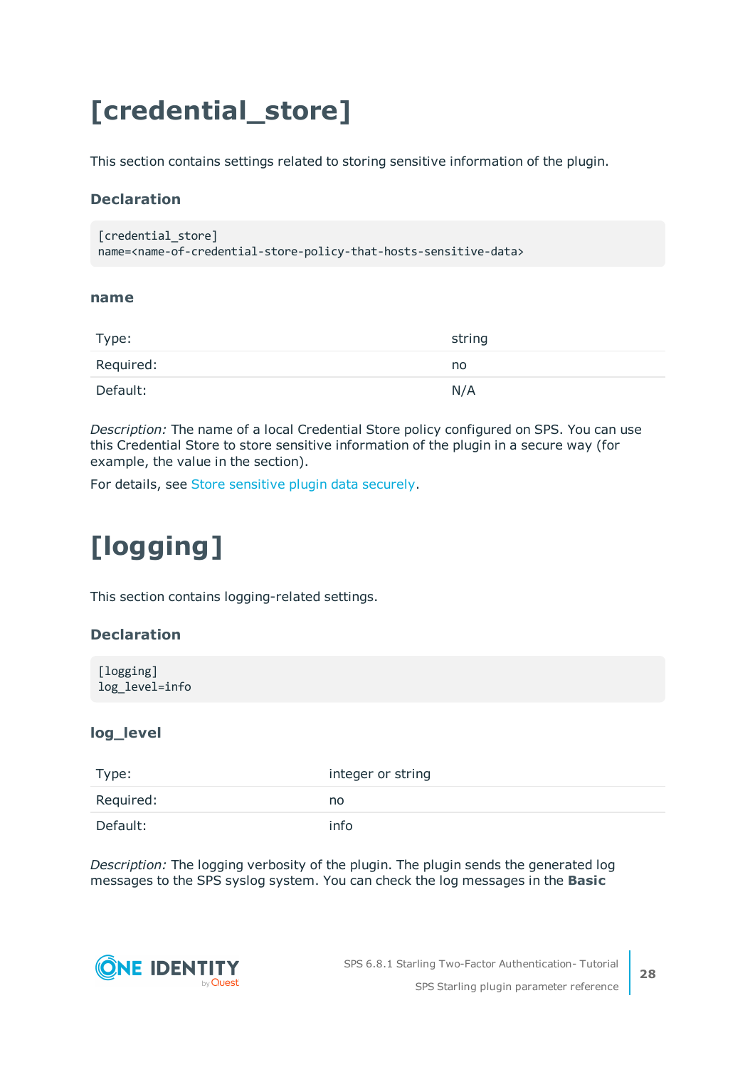# [credential_store]

This section contains settings related to storing sensitive information of the plugin.

### Declaration

```
[credential_store]
name=<name-of-credential-store-policy-that-hosts-sensitive-data>
```

#### name

| | |
|---|---|
| Type: | string |
| Required: | no |
| Default: | N/A |

*Description:* The name of a local Credential Store policy configured on SPS. You can use this Credential Store to store sensitive information of the plugin in a secure way (for example, the value in the section).

For details, see Store sensitive plugin data securely.

# [logging]

This section contains logging-related settings.

### Declaration

```
[logging]
log_level=info
```

#### log_level

| | |
|---|---|
| Type: | integer or string |
| Required: | no |
| Default: | info |

*Description:* The logging verbosity of the plugin. The plugin sends the generated log messages to the SPS syslog system. You can check the log messages in the **Basic**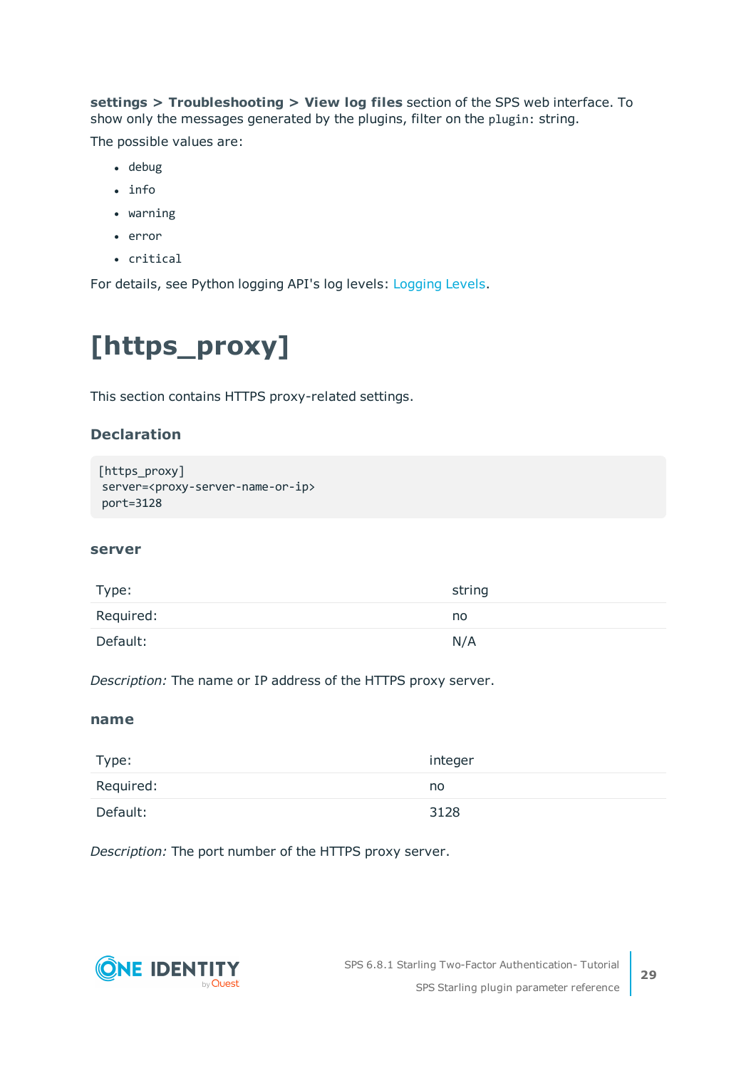**settings > Troubleshooting > View log files** section of the SPS web interface. To show only the messages generated by the plugins, filter on the `plugin:` string.

The possible values are:

- `debug`
- `info`
- `warning`
- `error`
- `critical`

For details, see Python logging API's log levels: Logging Levels.

# [https_proxy]

This section contains HTTPS proxy-related settings.

### Declaration

```
[https_proxy]
 server=<proxy-server-name-or-ip>
 port=3128
```

#### server

| | |
|---|---|
| Type: | string |
| Required: | no |
| Default: | N/A |

*Description:* The name or IP address of the HTTPS proxy server.

#### name

| | |
|---|---|
| Type: | integer |
| Required: | no |
| Default: | 3128 |

*Description:* The port number of the HTTPS proxy server.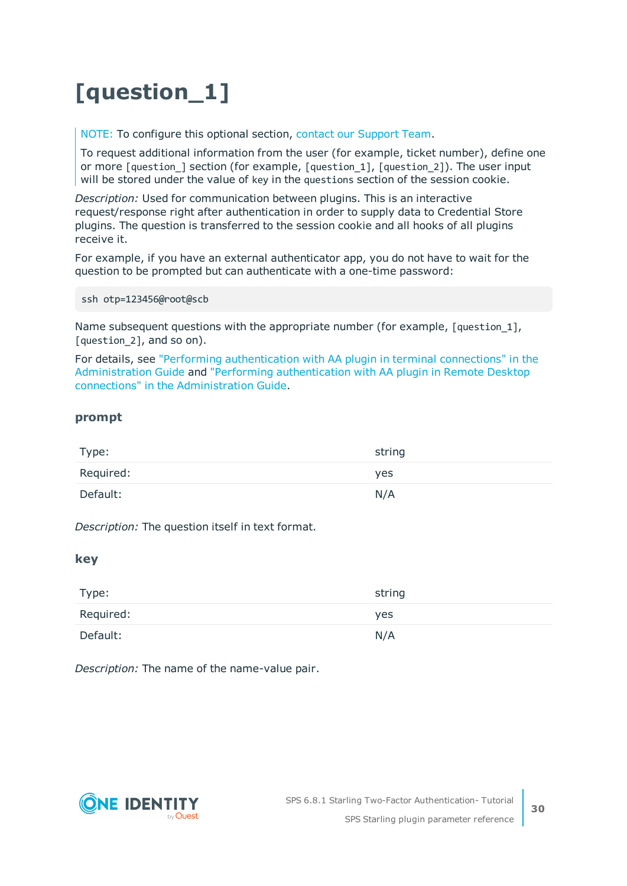# [question_1]

NOTE: To configure this optional section, contact our Support Team.

To request additional information from the user (for example, ticket number), define one or more `[question_]` section (for example, `[question_1]`, `[question_2]`). The user input will be stored under the value of `key` in the `questions` section of the session cookie.

*Description:* Used for communication between plugins. This is an interactive request/response right after authentication in order to supply data to Credential Store plugins. The question is transferred to the session cookie and all hooks of all plugins receive it.

For example, if you have an external authenticator app, you do not have to wait for the question to be prompted but can authenticate with a one-time password:

```
ssh otp=123456@root@scb
```

Name subsequent questions with the appropriate number (for example, `[question_1]`, `[question_2]`, and so on).

For details, see "Performing authentication with AA plugin in terminal connections" in the Administration Guide and "Performing authentication with AA plugin in Remote Desktop connections" in the Administration Guide.

### prompt

| | |
|---|---|
| Type: | string |
| Required: | yes |
| Default: | N/A |

*Description:* The question itself in text format.

### key

| | |
|---|---|
| Type: | string |
| Required: | yes |
| Default: | N/A |

*Description:* The name of the name-value pair.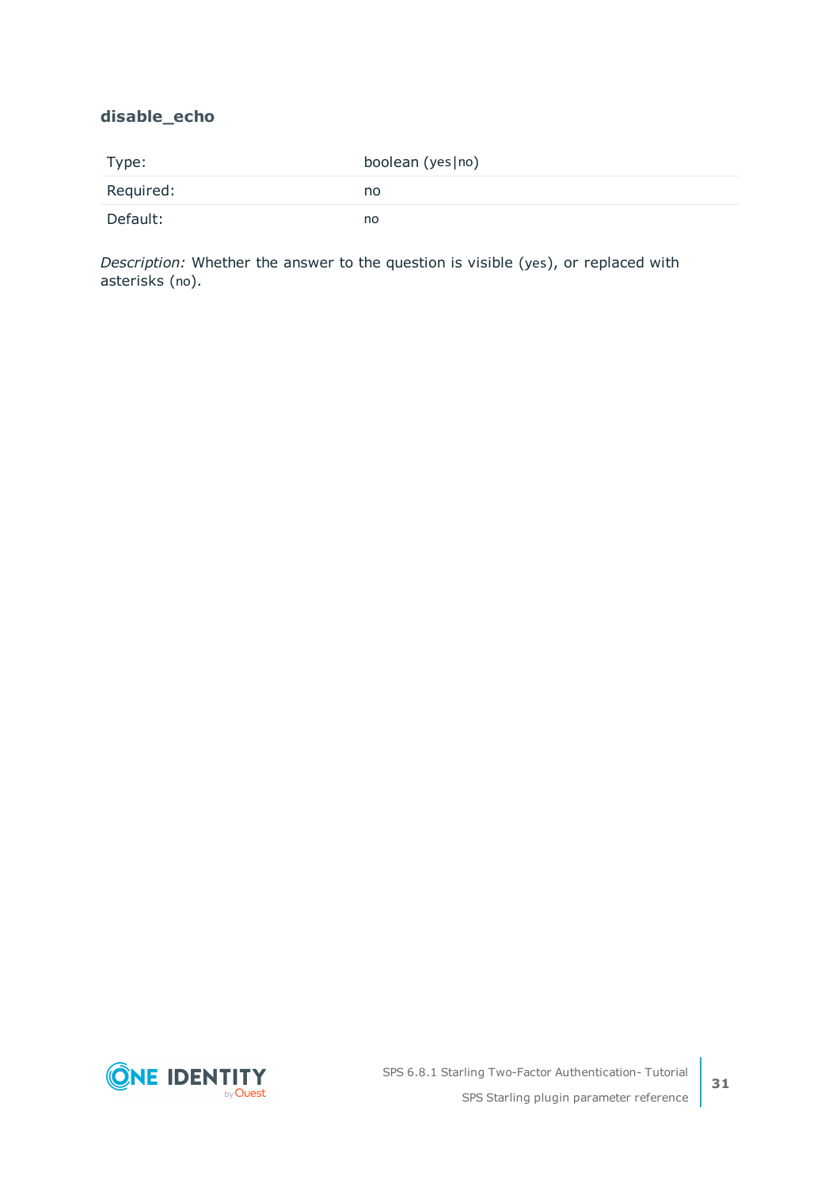### disable_echo

| Type: | boolean (yes\|no) |
|---|---|
| Required: | no |
| Default: | no |

*Description:* Whether the answer to the question is visible (yes), or replaced with asterisks (no).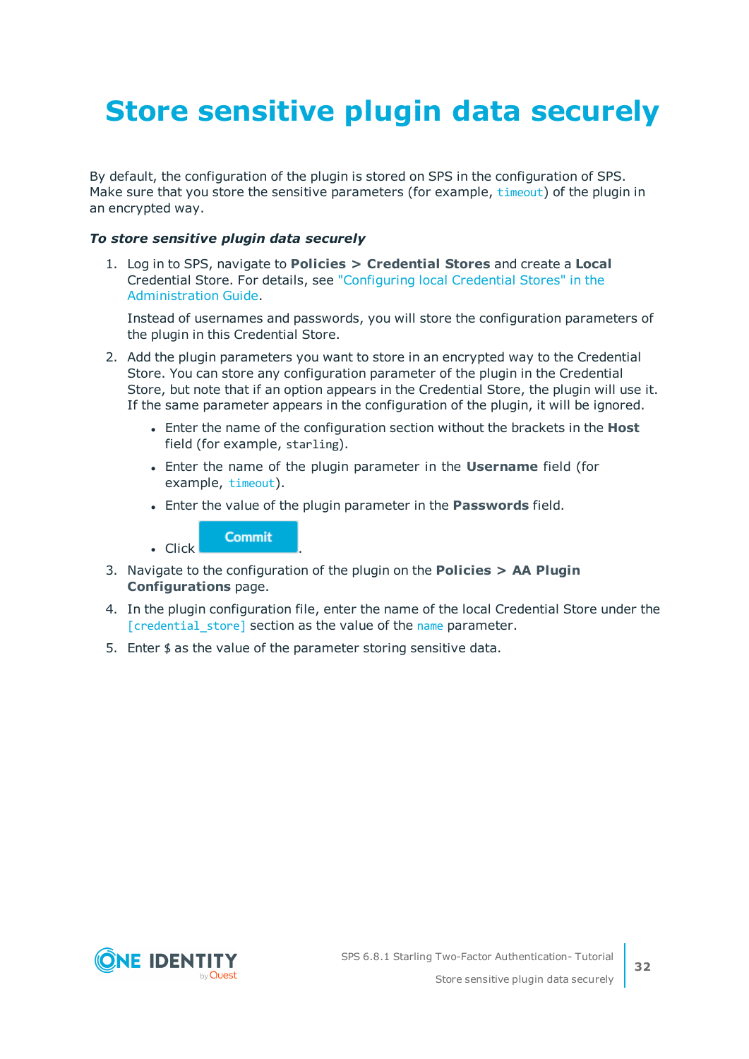# Store sensitive plugin data securely

By default, the configuration of the plugin is stored on SPS in the configuration of SPS. Make sure that you store the sensitive parameters (for example, `timeout`) of the plugin in an encrypted way.

***To store sensitive plugin data securely***

1. Log in to SPS, navigate to **Policies > Credential Stores** and create a **Local** Credential Store. For details, see "Configuring local Credential Stores" in the Administration Guide.

   Instead of usernames and passwords, you will store the configuration parameters of the plugin in this Credential Store.

2. Add the plugin parameters you want to store in an encrypted way to the Credential Store. You can store any configuration parameter of the plugin in the Credential Store, but note that if an option appears in the Credential Store, the plugin will use it. If the same parameter appears in the configuration of the plugin, it will be ignored.

   - Enter the name of the configuration section without the brackets in the **Host** field (for example, `starling`).
   - Enter the name of the plugin parameter in the **Username** field (for example, `timeout`).
   - Enter the value of the plugin parameter in the **Passwords** field.
   - Click **Commit**.

3. Navigate to the configuration of the plugin on the **Policies > AA Plugin Configurations** page.

4. In the plugin configuration file, enter the name of the local Credential Store under the `[credential_store]` section as the value of the `name` parameter.

5. Enter `$` as the value of the parameter storing sensitive data.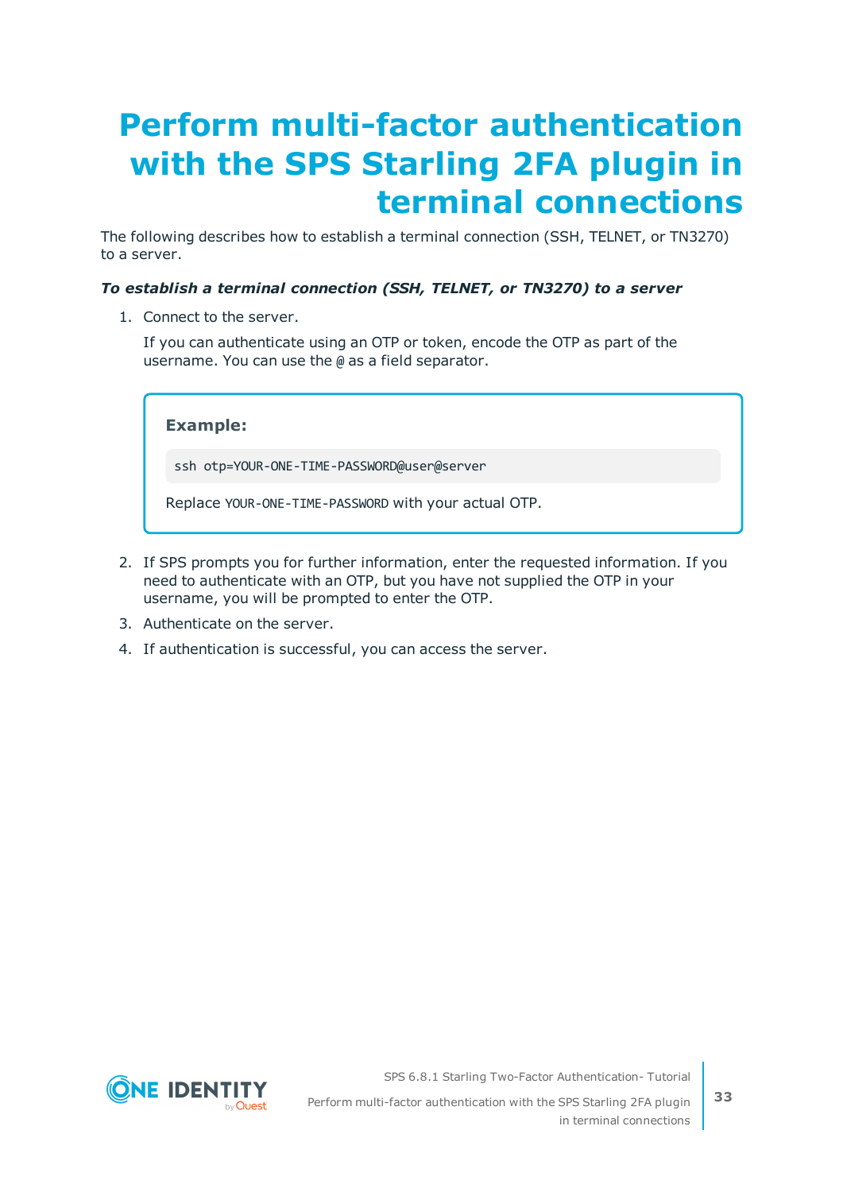# Perform multi-factor authentication with the SPS Starling 2FA plugin in terminal connections

The following describes how to establish a terminal connection (SSH, TELNET, or TN3270) to a server.

***To establish a terminal connection (SSH, TELNET, or TN3270) to a server***

1. Connect to the server.

   If you can authenticate using an OTP or token, encode the OTP as part of the username. You can use the `@` as a field separator.

   > **Example:**
   >
   > ```
   > ssh otp=YOUR-ONE-TIME-PASSWORD@user@server
   > ```
   >
   > Replace `YOUR-ONE-TIME-PASSWORD` with your actual OTP.

2. If SPS prompts you for further information, enter the requested information. If you need to authenticate with an OTP, but you have not supplied the OTP in your username, you will be prompted to enter the OTP.
3. Authenticate on the server.
4. If authentication is successful, you can access the server.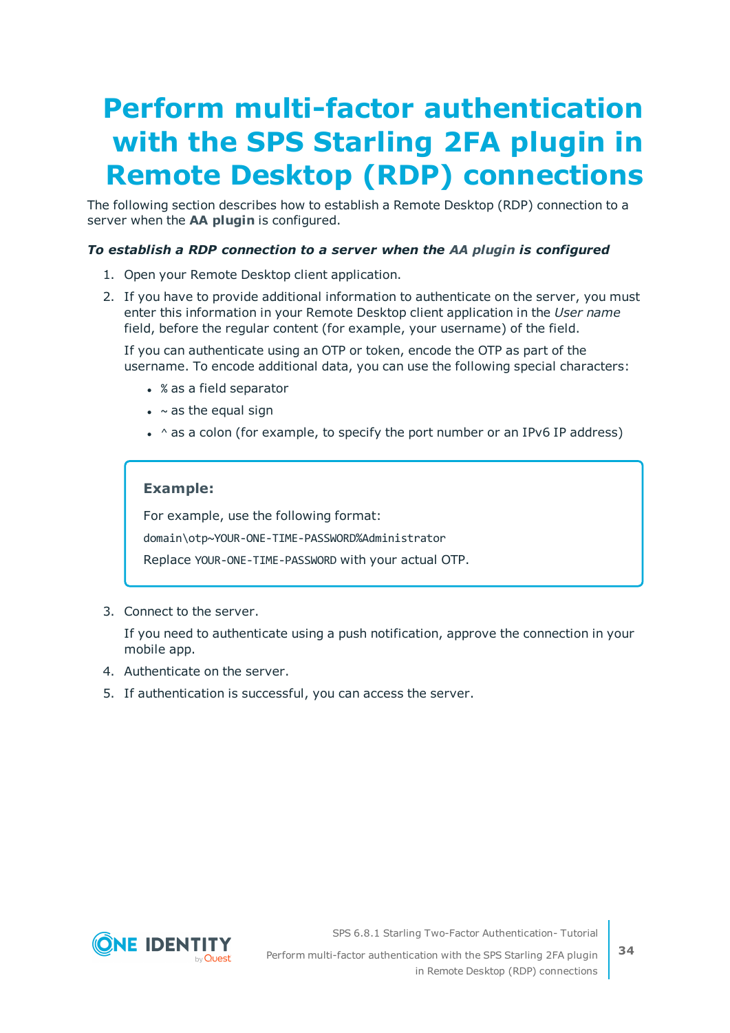# Perform multi-factor authentication with the SPS Starling 2FA plugin in Remote Desktop (RDP) connections

The following section describes how to establish a Remote Desktop (RDP) connection to a server when the **AA plugin** is configured.

***To establish a RDP connection to a server when the AA plugin is configured***

1. Open your Remote Desktop client application.
2. If you have to provide additional information to authenticate on the server, you must enter this information in your Remote Desktop client application in the *User name* field, before the regular content (for example, your username) of the field.

   If you can authenticate using an OTP or token, encode the OTP as part of the username. To encode additional data, you can use the following special characters:

   - `%` as a field separator
   - `~` as the equal sign
   - `^` as a colon (for example, to specify the port number or an IPv6 IP address)

   > **Example:**
   >
   > For example, use the following format:
   >
   > `domain\otp~YOUR-ONE-TIME-PASSWORD%Administrator`
   >
   > Replace `YOUR-ONE-TIME-PASSWORD` with your actual OTP.

3. Connect to the server.

   If you need to authenticate using a push notification, approve the connection in your mobile app.
4. Authenticate on the server.
5. If authentication is successful, you can access the server.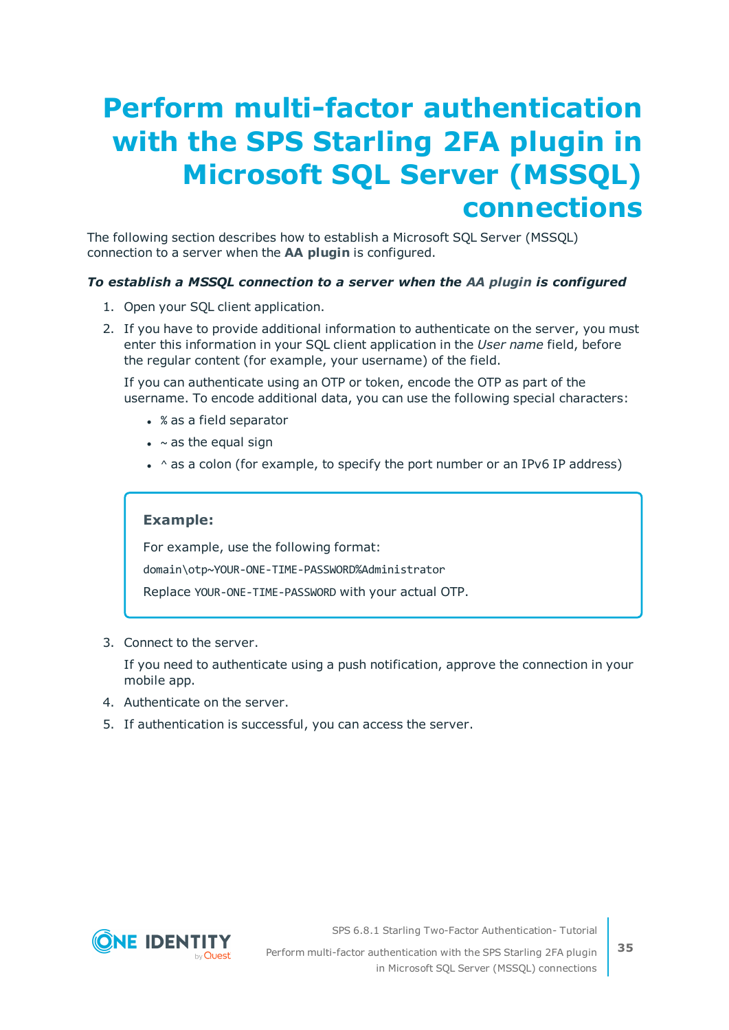# Perform multi-factor authentication with the SPS Starling 2FA plugin in Microsoft SQL Server (MSSQL) connections

The following section describes how to establish a Microsoft SQL Server (MSSQL) connection to a server when the **AA plugin** is configured.

***To establish a MSSQL connection to a server when the AA plugin is configured***

1. Open your SQL client application.
2. If you have to provide additional information to authenticate on the server, you must enter this information in your SQL client application in the *User name* field, before the regular content (for example, your username) of the field.

   If you can authenticate using an OTP or token, encode the OTP as part of the username. To encode additional data, you can use the following special characters:

   - `%` as a field separator
   - `~` as the equal sign
   - `^` as a colon (for example, to specify the port number or an IPv6 IP address)

   > **Example:**
   >
   > For example, use the following format:
   >
   > `domain\otp~YOUR-ONE-TIME-PASSWORD%Administrator`
   >
   > Replace `YOUR-ONE-TIME-PASSWORD` with your actual OTP.

3. Connect to the server.

   If you need to authenticate using a push notification, approve the connection in your mobile app.

4. Authenticate on the server.
5. If authentication is successful, you can access the server.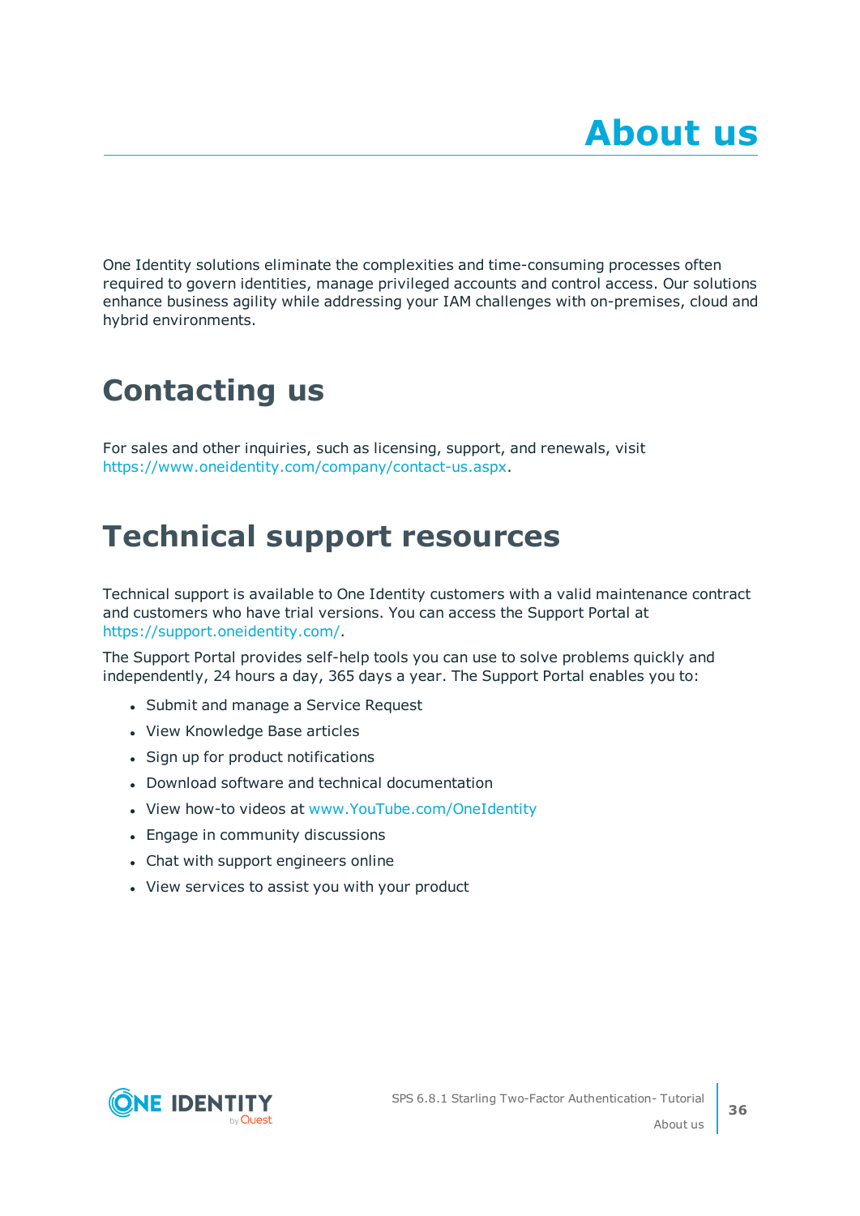# About us

One Identity solutions eliminate the complexities and time-consuming processes often required to govern identities, manage privileged accounts and control access. Our solutions enhance business agility while addressing your IAM challenges with on-premises, cloud and hybrid environments.

## Contacting us

For sales and other inquiries, such as licensing, support, and renewals, visit https://www.oneidentity.com/company/contact-us.aspx.

## Technical support resources

Technical support is available to One Identity customers with a valid maintenance contract and customers who have trial versions. You can access the Support Portal at https://support.oneidentity.com/.

The Support Portal provides self-help tools you can use to solve problems quickly and independently, 24 hours a day, 365 days a year. The Support Portal enables you to:

- Submit and manage a Service Request
- View Knowledge Base articles
- Sign up for product notifications
- Download software and technical documentation
- View how-to videos at www.YouTube.com/OneIdentity
- Engage in community discussions
- Chat with support engineers online
- View services to assist you with your product